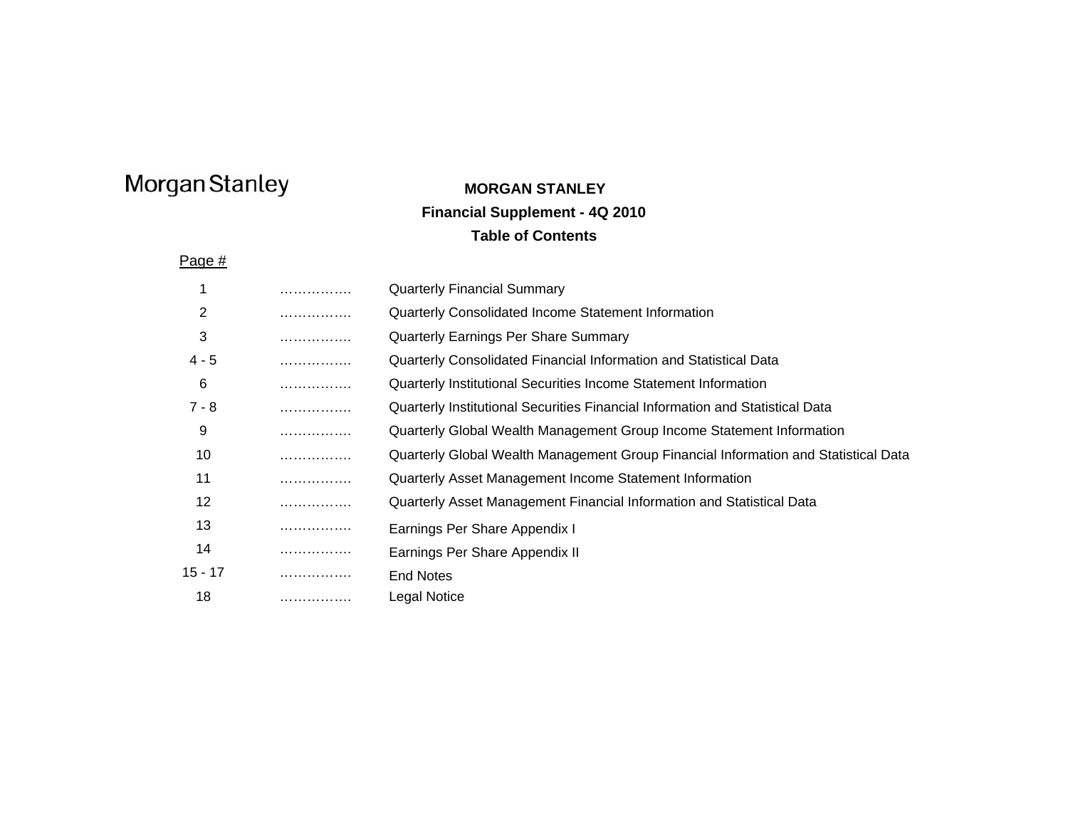Morgan Stanley

# MORGAN STANLEY

## Financial Supplement - 4Q 2010

## Table of Contents

| Page # | | |
|---|---|---|
| 1 | ……………. | Quarterly Financial Summary |
| 2 | ……………. | Quarterly Consolidated Income Statement Information |
| 3 | ……………. | Quarterly Earnings Per Share Summary |
| 4 - 5 | ……………. | Quarterly Consolidated Financial Information and Statistical Data |
| 6 | ……………. | Quarterly Institutional Securities Income Statement Information |
| 7 - 8 | ……………. | Quarterly Institutional Securities Financial Information and Statistical Data |
| 9 | ……………. | Quarterly Global Wealth Management Group Income Statement Information |
| 10 | ……………. | Quarterly Global Wealth Management Group Financial Information and Statistical Data |
| 11 | ……………. | Quarterly Asset Management Income Statement Information |
| 12 | ……………. | Quarterly Asset Management Financial Information and Statistical Data |
| 13 | ……………. | Earnings Per Share Appendix I |
| 14 | ……………. | Earnings Per Share Appendix II |
| 15 - 17 | ……………. | End Notes |
| 18 | ……………. | Legal Notice |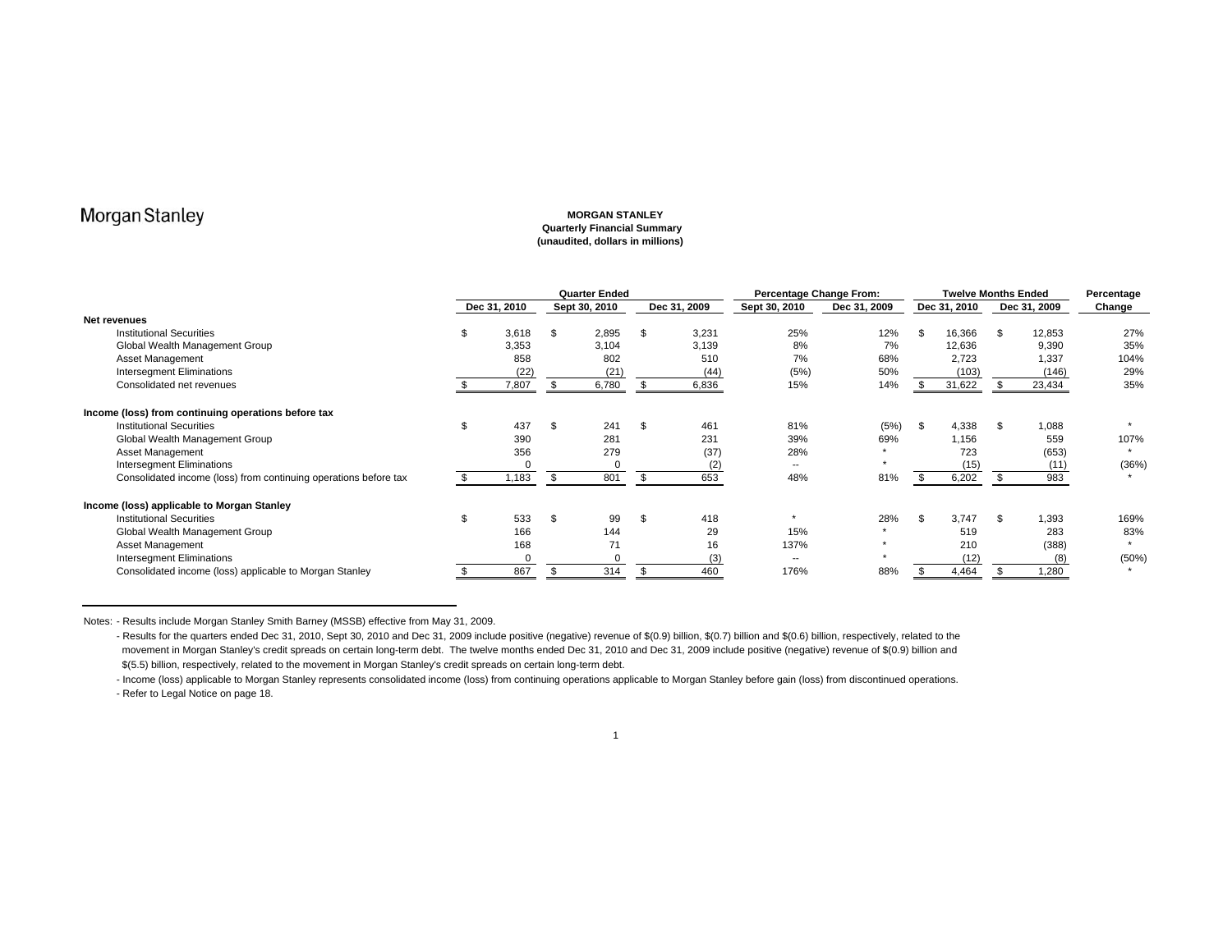Morgan Stanley

**MORGAN STANLEY**
**Quarterly Financial Summary**
**(unaudited, dollars in millions)**

| | Quarter Ended | | | Percentage Change From: | | Twelve Months Ended | | Percentage |
|---|---|---|---|---|---|---|---|---|
| | Dec 31, 2010 | Sept 30, 2010 | Dec 31, 2009 | Sept 30, 2010 | Dec 31, 2009 | Dec 31, 2010 | Dec 31, 2009 | Change |
| **Net revenues** | | | | | | | | |
| Institutional Securities | $ 3,618 | $ 2,895 | $ 3,231 | 25% | 12% | $ 16,366 | $ 12,853 | 27% |
| Global Wealth Management Group | 3,353 | 3,104 | 3,139 | 8% | 7% | 12,636 | 9,390 | 35% |
| Asset Management | 858 | 802 | 510 | 7% | 68% | 2,723 | 1,337 | 104% |
| Intersegment Eliminations | (22) | (21) | (44) | (5%) | 50% | (103) | (146) | 29% |
| Consolidated net revenues | $ 7,807 | $ 6,780 | $ 6,836 | 15% | 14% | $ 31,622 | $ 23,434 | 35% |
| **Income (loss) from continuing operations before tax** | | | | | | | | |
| Institutional Securities | $ 437 | $ 241 | $ 461 | 81% | (5%) | $ 4,338 | $ 1,088 | * |
| Global Wealth Management Group | 390 | 281 | 231 | 39% | 69% | 1,156 | 559 | 107% |
| Asset Management | 356 | 279 | (37) | 28% | * | 723 | (653) | * |
| Intersegment Eliminations | 0 | 0 | (2) | -- | * | (15) | (11) | (36%) |
| Consolidated income (loss) from continuing operations before tax | $ 1,183 | $ 801 | $ 653 | 48% | 81% | $ 6,202 | $ 983 | * |
| **Income (loss) applicable to Morgan Stanley** | | | | | | | | |
| Institutional Securities | $ 533 | $ 99 | $ 418 | * | 28% | $ 3,747 | $ 1,393 | 169% |
| Global Wealth Management Group | 166 | 144 | 29 | 15% | * | 519 | 283 | 83% |
| Asset Management | 168 | 71 | 16 | 137% | * | 210 | (388) | * |
| Intersegment Eliminations | 0 | 0 | (3) | -- | * | (12) | (8) | (50%) |
| Consolidated income (loss) applicable to Morgan Stanley | $ 867 | $ 314 | $ 460 | 176% | 88% | $ 4,464 | $ 1,280 | * |

Notes:
- Results include Morgan Stanley Smith Barney (MSSB) effective from May 31, 2009.
- Results for the quarters ended Dec 31, 2010, Sept 30, 2010 and Dec 31, 2009 include positive (negative) revenue of $(0.9) billion, $(0.7) billion and $(0.6) billion, respectively, related to the movement in Morgan Stanley's credit spreads on certain long-term debt. The twelve months ended Dec 31, 2010 and Dec 31, 2009 include positive (negative) revenue of $(0.9) billion and $(5.5) billion, respectively, related to the movement in Morgan Stanley's credit spreads on certain long-term debt.
- Income (loss) applicable to Morgan Stanley represents consolidated income (loss) from continuing operations applicable to Morgan Stanley before gain (loss) from discontinued operations.
- Refer to Legal Notice on page 18.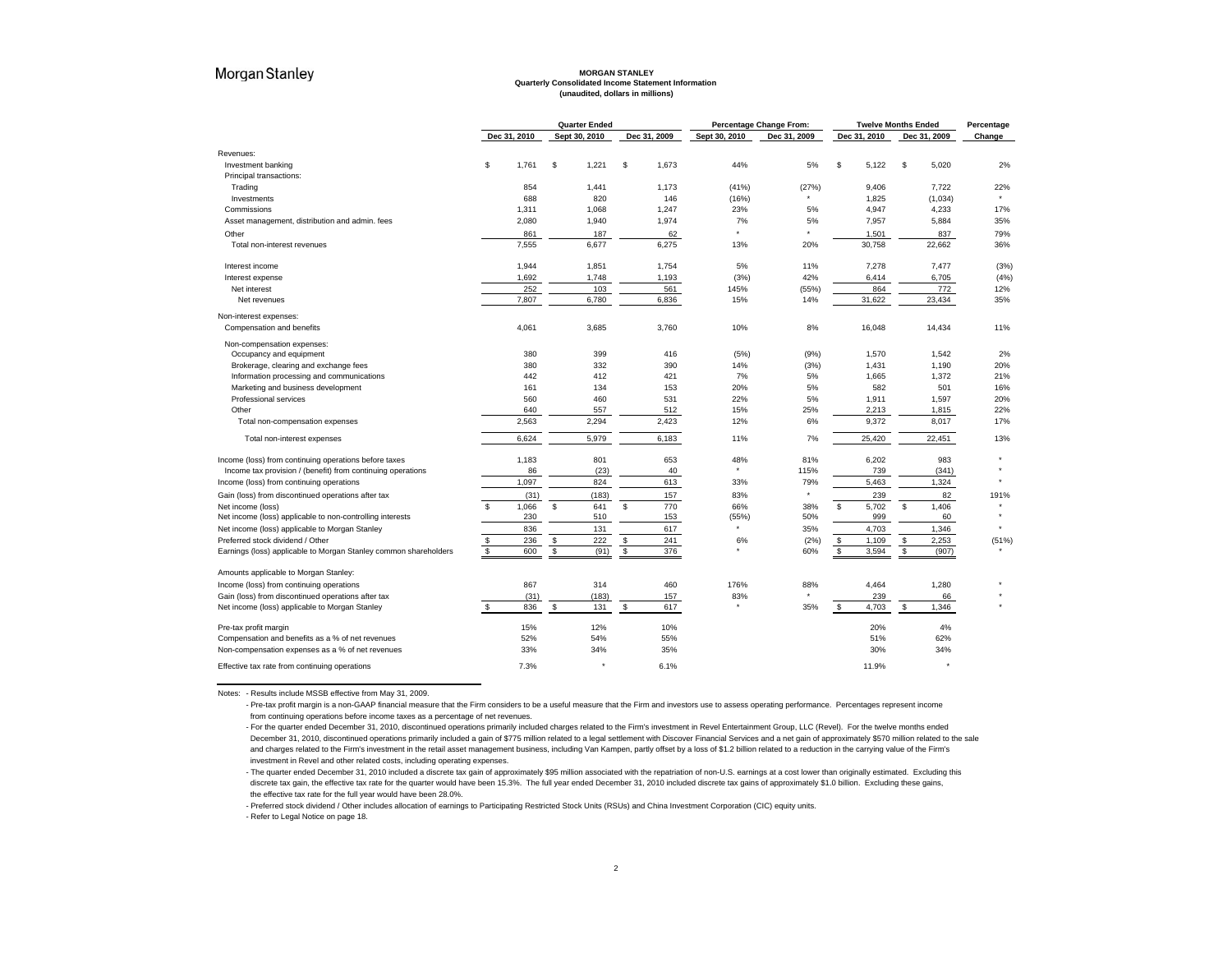Morgan Stanley

**MORGAN STANLEY**
**Quarterly Consolidated Income Statement Information**
**(unaudited, dollars in millions)**

| | Quarter Ended | | | Percentage Change From: | | Twelve Months Ended | | Percentage |
|---|---|---|---|---|---|---|---|---|
| | Dec 31, 2010 | Sept 30, 2010 | Dec 31, 2009 | Sept 30, 2010 | Dec 31, 2009 | Dec 31, 2010 | Dec 31, 2009 | Change |
| Revenues: | | | | | | | | |
| Investment banking | $ 1,761 | $ 1,221 | $ 1,673 | 44% | 5% | $ 5,122 | $ 5,020 | 2% |
| Principal transactions: | | | | | | | | |
| Trading | 854 | 1,441 | 1,173 | (41%) | (27%) | 9,406 | 7,722 | 22% |
| Investments | 688 | 820 | 146 | (16%) | * | 1,825 | (1,034) | * |
| Commissions | 1,311 | 1,068 | 1,247 | 23% | 5% | 4,947 | 4,233 | 17% |
| Asset management, distribution and admin. fees | 2,080 | 1,940 | 1,974 | 7% | 5% | 7,957 | 5,884 | 35% |
| Other | 861 | 187 | 62 | * | * | 1,501 | 837 | 79% |
| Total non-interest revenues | 7,555 | 6,677 | 6,275 | 13% | 20% | 30,758 | 22,662 | 36% |
| Interest income | 1,944 | 1,851 | 1,754 | 5% | 11% | 7,278 | 7,477 | (3%) |
| Interest expense | 1,692 | 1,748 | 1,193 | (3%) | 42% | 6,414 | 6,705 | (4%) |
| Net interest | 252 | 103 | 561 | 145% | (55%) | 864 | 772 | 12% |
| Net revenues | 7,807 | 6,780 | 6,836 | 15% | 14% | 31,622 | 23,434 | 35% |
| Non-interest expenses: | | | | | | | | |
| Compensation and benefits | 4,061 | 3,685 | 3,760 | 10% | 8% | 16,048 | 14,434 | 11% |
| Non-compensation expenses: | | | | | | | | |
| Occupancy and equipment | 380 | 399 | 416 | (5%) | (9%) | 1,570 | 1,542 | 2% |
| Brokerage, clearing and exchange fees | 380 | 332 | 390 | 14% | (3%) | 1,431 | 1,190 | 20% |
| Information processing and communications | 442 | 412 | 421 | 7% | 5% | 1,665 | 1,372 | 21% |
| Marketing and business development | 161 | 134 | 153 | 20% | 5% | 582 | 501 | 16% |
| Professional services | 560 | 460 | 531 | 22% | 5% | 1,911 | 1,597 | 20% |
| Other | 640 | 557 | 512 | 15% | 25% | 2,213 | 1,815 | 22% |
| Total non-compensation expenses | 2,563 | 2,294 | 2,423 | 12% | 6% | 9,372 | 8,017 | 17% |
| Total non-interest expenses | 6,624 | 5,979 | 6,183 | 11% | 7% | 25,420 | 22,451 | 13% |
| Income (loss) from continuing operations before taxes | 1,183 | 801 | 653 | 48% | 81% | 6,202 | 983 | * |
| Income tax provision / (benefit) from continuing operations | 86 | (23) | 40 | * | 115% | 739 | (341) | * |
| Income (loss) from continuing operations | 1,097 | 824 | 613 | 33% | 79% | 5,463 | 1,324 | * |
| Gain (loss) from discontinued operations after tax | (31) | (183) | 157 | 83% | * | 239 | 82 | 191% |
| Net income (loss) | $ 1,066 | $ 641 | $ 770 | 66% | 38% | $ 5,702 | $ 1,406 | * |
| Net income (loss) applicable to non-controlling interests | 230 | 510 | 153 | (55%) | 50% | 999 | 60 | * |
| Net income (loss) applicable to Morgan Stanley | 836 | 131 | 617 | * | 35% | 4,703 | 1,346 | * |
| Preferred stock dividend / Other | $ 236 | $ 222 | $ 241 | 6% | (2%) | $ 1,109 | $ 2,253 | (51%) |
| Earnings (loss) applicable to Morgan Stanley common shareholders | $ 600 | $ (91) | $ 376 | * | 60% | $ 3,594 | $ (907) | * |
| Amounts applicable to Morgan Stanley: | | | | | | | | |
| Income (loss) from continuing operations | 867 | 314 | 460 | 176% | 88% | 4,464 | 1,280 | * |
| Gain (loss) from discontinued operations after tax | (31) | (183) | 157 | 83% | * | 239 | 66 | * |
| Net income (loss) applicable to Morgan Stanley | $ 836 | $ 131 | $ 617 | * | 35% | $ 4,703 | $ 1,346 | * |
| Pre-tax profit margin | 15% | 12% | 10% | | | 20% | 4% | |
| Compensation and benefits as a % of net revenues | 52% | 54% | 55% | | | 51% | 62% | |
| Non-compensation expenses as a % of net revenues | 33% | 34% | 35% | | | 30% | 34% | |
| Effective tax rate from continuing operations | 7.3% | * | 6.1% | | | 11.9% | * | |

Notes:
- Results include MSSB effective from May 31, 2009.
- Pre-tax profit margin is a non-GAAP financial measure that the Firm considers to be a useful measure that the Firm and investors use to assess operating performance. Percentages represent income from continuing operations before income taxes as a percentage of net revenues.
- For the quarter ended December 31, 2010, discontinued operations primarily included charges related to the Firm's investment in Revel Entertainment Group, LLC (Revel). For the twelve months ended December 31, 2010, discontinued operations primarily included a gain of $775 million related to a legal settlement with Discover Financial Services and a net gain of approximately $570 million related to the sale and charges related to the Firm's investment in the retail asset management business, including Van Kampen, partly offset by a loss of $1.2 billion related to a reduction in the carrying value of the Firm's investment in Revel and other related costs, including operating expenses.
- The quarter ended December 31, 2010 included a discrete tax gain of approximately $95 million associated with the repatriation of non-U.S. earnings at a cost lower than originally estimated. Excluding this discrete tax gain, the effective tax rate for the quarter would have been 15.3%. The full year ended December 31, 2010 included discrete tax gains of approximately $1.0 billion. Excluding these gains, the effective tax rate for the full year would have been 28.0%.
- Preferred stock dividend / Other includes allocation of earnings to Participating Restricted Stock Units (RSUs) and China Investment Corporation (CIC) equity units.
- Refer to Legal Notice on page 18.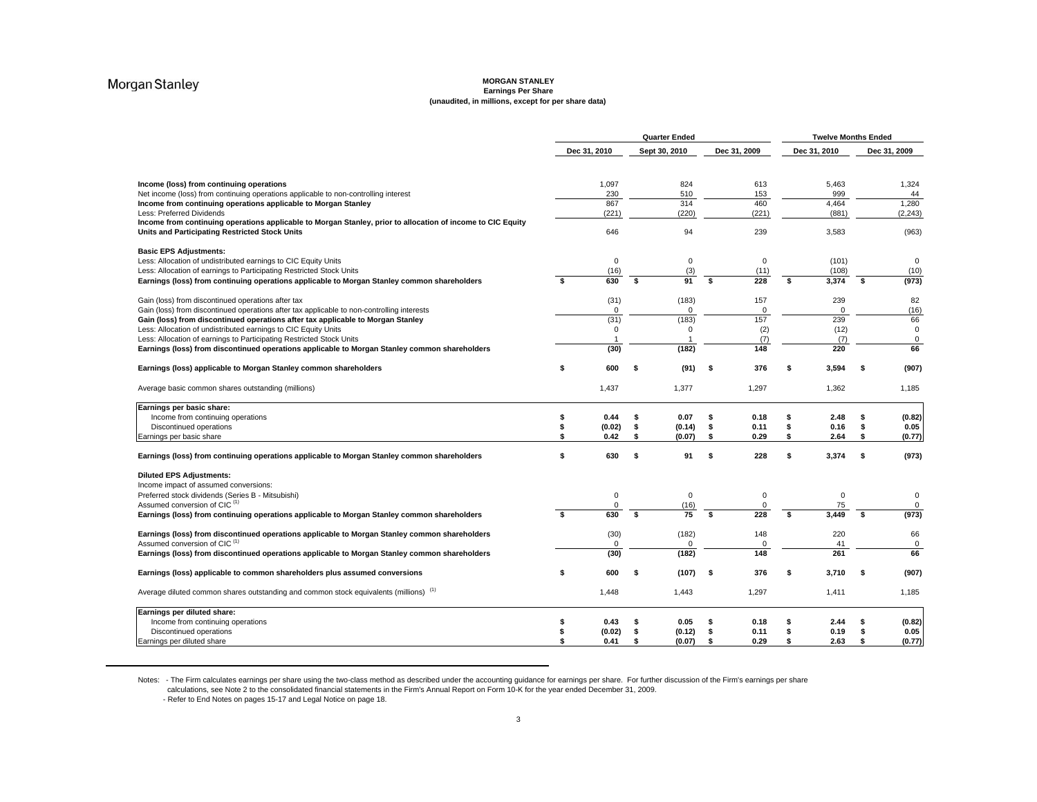# MORGAN STANLEY
## Earnings Per Share
**(unaudited, in millions, except for per share data)**

| | Quarter Ended | | | Twelve Months Ended | |
|---|---|---|---|---|---|
| | Dec 31, 2010 | Sept 30, 2010 | Dec 31, 2009 | Dec 31, 2010 | Dec 31, 2009 |
| **Income (loss) from continuing operations** | 1,097 | 824 | 613 | 5,463 | 1,324 |
| Net income (loss) from continuing operations applicable to non-controlling interest | 230 | 510 | 153 | 999 | 44 |
| **Income from continuing operations applicable to Morgan Stanley** | 867 | 314 | 460 | 4,464 | 1,280 |
| Less: Preferred Dividends | (221) | (220) | (221) | (881) | (2,243) |
| **Income from continuing operations applicable to Morgan Stanley, prior to allocation of income to CIC Equity Units and Participating Restricted Stock Units** | 646 | 94 | 239 | 3,583 | (963) |
| **Basic EPS Adjustments:** | | | | | |
| Less: Allocation of undistributed earnings to CIC Equity Units | 0 | 0 | 0 | (101) | 0 |
| Less: Allocation of earnings to Participating Restricted Stock Units | (16) | (3) | (11) | (108) | (10) |
| **Earnings (loss) from continuing operations applicable to Morgan Stanley common shareholders** | $ 630 | $ 91 | $ 228 | $ 3,374 | $ (973) |
| Gain (loss) from discontinued operations after tax | (31) | (183) | 157 | 239 | 82 |
| Gain (loss) from discontinued operations after tax applicable to non-controlling interests | 0 | 0 | 0 | 0 | (16) |
| **Gain (loss) from discontinued operations after tax applicable to Morgan Stanley** | (31) | (183) | 157 | 239 | 66 |
| Less: Allocation of undistributed earnings to CIC Equity Units | 0 | 0 | (2) | (12) | 0 |
| Less: Allocation of earnings to Participating Restricted Stock Units | 1 | 1 | (7) | (7) | 0 |
| **Earnings (loss) from discontinued operations applicable to Morgan Stanley common shareholders** | (30) | (182) | 148 | 220 | 66 |
| **Earnings (loss) applicable to Morgan Stanley common shareholders** | $ 600 | $ (91) | $ 376 | $ 3,594 | $ (907) |
| Average basic common shares outstanding (millions) | 1,437 | 1,377 | 1,297 | 1,362 | 1,185 |
| **Earnings per basic share:** | | | | | |
| Income from continuing operations | $ 0.44 | $ 0.07 | $ 0.18 | $ 2.48 | $ (0.82) |
| Discontinued operations | $ (0.02) | $ (0.14) | $ 0.11 | $ 0.16 | $ 0.05 |
| Earnings per basic share | $ 0.42 | $ (0.07) | $ 0.29 | $ 2.64 | $ (0.77) |
| **Earnings (loss) from continuing operations applicable to Morgan Stanley common shareholders** | $ 630 | $ 91 | $ 228 | $ 3,374 | $ (973) |
| **Diluted EPS Adjustments:** | | | | | |
| Income impact of assumed conversions: | | | | | |
| Preferred stock dividends (Series B - Mitsubishi) | 0 | 0 | 0 | 0 | 0 |
| Assumed conversion of CIC [1] | 0 | (16) | 0 | 75 | 0 |
| **Earnings (loss) from continuing operations applicable to Morgan Stanley common shareholders** | $ 630 | $ 75 | $ 228 | $ 3,449 | $ (973) |
| **Earnings (loss) from discontinued operations applicable to Morgan Stanley common shareholders** | (30) | (182) | 148 | 220 | 66 |
| Assumed conversion of CIC [1] | 0 | 0 | 0 | 41 | 0 |
| **Earnings (loss) from discontinued operations applicable to Morgan Stanley common shareholders** | (30) | (182) | 148 | 261 | 66 |
| **Earnings (loss) applicable to common shareholders plus assumed conversions** | $ 600 | $ (107) | $ 376 | $ 3,710 | $ (907) |
| Average diluted common shares outstanding and common stock equivalents (millions) [1] | 1,448 | 1,443 | 1,297 | 1,411 | 1,185 |
| **Earnings per diluted share:** | | | | | |
| Income from continuing operations | $ 0.43 | $ 0.05 | $ 0.18 | $ 2.44 | $ (0.82) |
| Discontinued operations | $ (0.02) | $ (0.12) | $ 0.11 | $ 0.19 | $ 0.05 |
| Earnings per diluted share | $ 0.41 | $ (0.07) | $ 0.29 | $ 2.63 | $ (0.77) |

Notes: - The Firm calculates earnings per share using the two-class method as described under the accounting guidance for earnings per share. For further discussion of the Firm's earnings per share calculations, see Note 2 to the consolidated financial statements in the Firm's Annual Report on Form 10-K for the year ended December 31, 2009.
- Refer to End Notes on pages 15-17 and Legal Notice on page 18.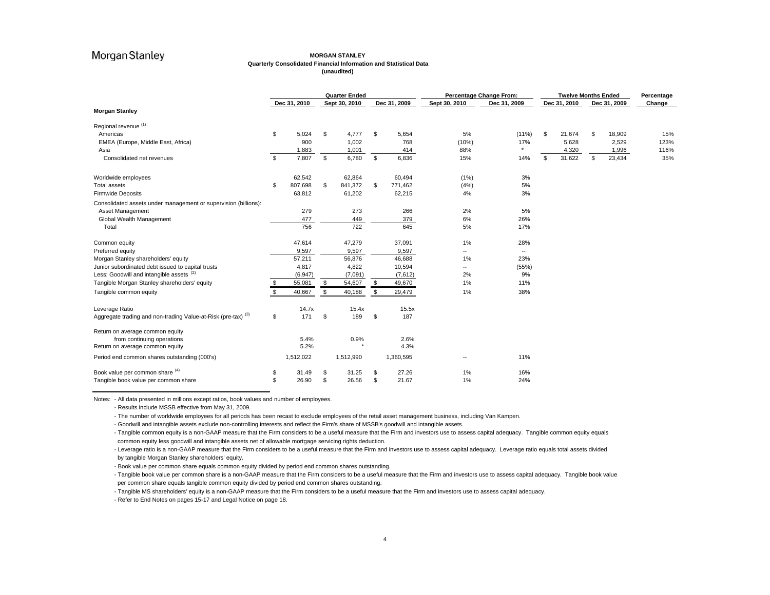**MORGAN STANLEY**
**Quarterly Consolidated Financial Information and Statistical Data**
**(unaudited)**

| | Quarter Ended | | | Percentage Change From: | | Twelve Months Ended | | Percentage |
|---|---|---|---|---|---|---|---|---|
| | Dec 31, 2010 | Sept 30, 2010 | Dec 31, 2009 | Sept 30, 2010 | Dec 31, 2009 | Dec 31, 2010 | Dec 31, 2009 | Change |
| **Morgan Stanley** | | | | | | | | |
| Regional revenue [1] | | | | | | | | |
| Americas | $ 5,024 | $ 4,777 | $ 5,654 | 5% | (11%) | $ 21,674 | $ 18,909 | 15% |
| EMEA (Europe, Middle East, Africa) | 900 | 1,002 | 768 | (10%) | 17% | 5,628 | 2,529 | 123% |
| Asia | 1,883 | 1,001 | 414 | 88% | * | 4,320 | 1,996 | 116% |
| Consolidated net revenues | $ 7,807 | $ 6,780 | $ 6,836 | 15% | 14% | $ 31,622 | $ 23,434 | 35% |
| Worldwide employees | 62,542 | 62,864 | 60,494 | (1%) | 3% | | | |
| Total assets | $ 807,698 | $ 841,372 | $ 771,462 | (4%) | 5% | | | |
| Firmwide Deposits | 63,812 | 61,202 | 62,215 | 4% | 3% | | | |
| Consolidated assets under management or supervision (billions): | | | | | | | | |
| Asset Management | 279 | 273 | 266 | 2% | 5% | | | |
| Global Wealth Management | 477 | 449 | 379 | 6% | 26% | | | |
| Total | 756 | 722 | 645 | 5% | 17% | | | |
| Common equity | 47,614 | 47,279 | 37,091 | 1% | 28% | | | |
| Preferred equity | 9,597 | 9,597 | 9,597 | -- | -- | | | |
| Morgan Stanley shareholders' equity | 57,211 | 56,876 | 46,688 | 1% | 23% | | | |
| Junior subordinated debt issued to capital trusts | 4,817 | 4,822 | 10,594 | -- | (55%) | | | |
| Less: Goodwill and intangible assets [2] | (6,947) | (7,091) | (7,612) | 2% | 9% | | | |
| Tangible Morgan Stanley shareholders' equity | $ 55,081 | $ 54,607 | $ 49,670 | 1% | 11% | | | |
| Tangible common equity | $ 40,667 | $ 40,188 | $ 29,479 | 1% | 38% | | | |
| Leverage Ratio | 14.7x | 15.4x | 15.5x | | | | | |
| Aggregate trading and non-trading Value-at-Risk (pre-tax) [3] | $ 171 | $ 189 | $ 187 | | | | | |
| Return on average common equity from continuing operations | 5.4% | 0.9% | 2.6% | | | | | |
| Return on average common equity | 5.2% | * | 4.3% | | | | | |
| Period end common shares outstanding (000's) | 1,512,022 | 1,512,990 | 1,360,595 | -- | 11% | | | |
| Book value per common share [4] | $ 31.49 | $ 31.25 | $ 27.26 | 1% | 16% | | | |
| Tangible book value per common share | $ 26.90 | $ 26.56 | $ 21.67 | 1% | 24% | | | |

Notes: - All data presented in millions except ratios, book values and number of employees.
- Results include MSSB effective from May 31, 2009.
- The number of worldwide employees for all periods has been recast to exclude employees of the retail asset management business, including Van Kampen.
- Goodwill and intangible assets exclude non-controlling interests and reflect the Firm's share of MSSB's goodwill and intangible assets.
- Tangible common equity is a non-GAAP measure that the Firm considers to be a useful measure that the Firm and investors use to assess capital adequacy. Tangible common equity equals common equity less goodwill and intangible assets net of allowable mortgage servicing rights deduction.
- Leverage ratio is a non-GAAP measure that the Firm considers to be a useful measure that the Firm and investors use to assess capital adequacy. Leverage ratio equals total assets divided by tangible Morgan Stanley shareholders' equity.
- Book value per common share equals common equity divided by period end common shares outstanding.
- Tangible book value per common share is a non-GAAP measure that the Firm considers to be a useful measure that the Firm and investors use to assess capital adequacy. Tangible book value per common share equals tangible common equity divided by period end common shares outstanding.
- Tangible MS shareholders' equity is a non-GAAP measure that the Firm considers to be a useful measure that the Firm and investors use to assess capital adequacy.
- Refer to End Notes on pages 15-17 and Legal Notice on page 18.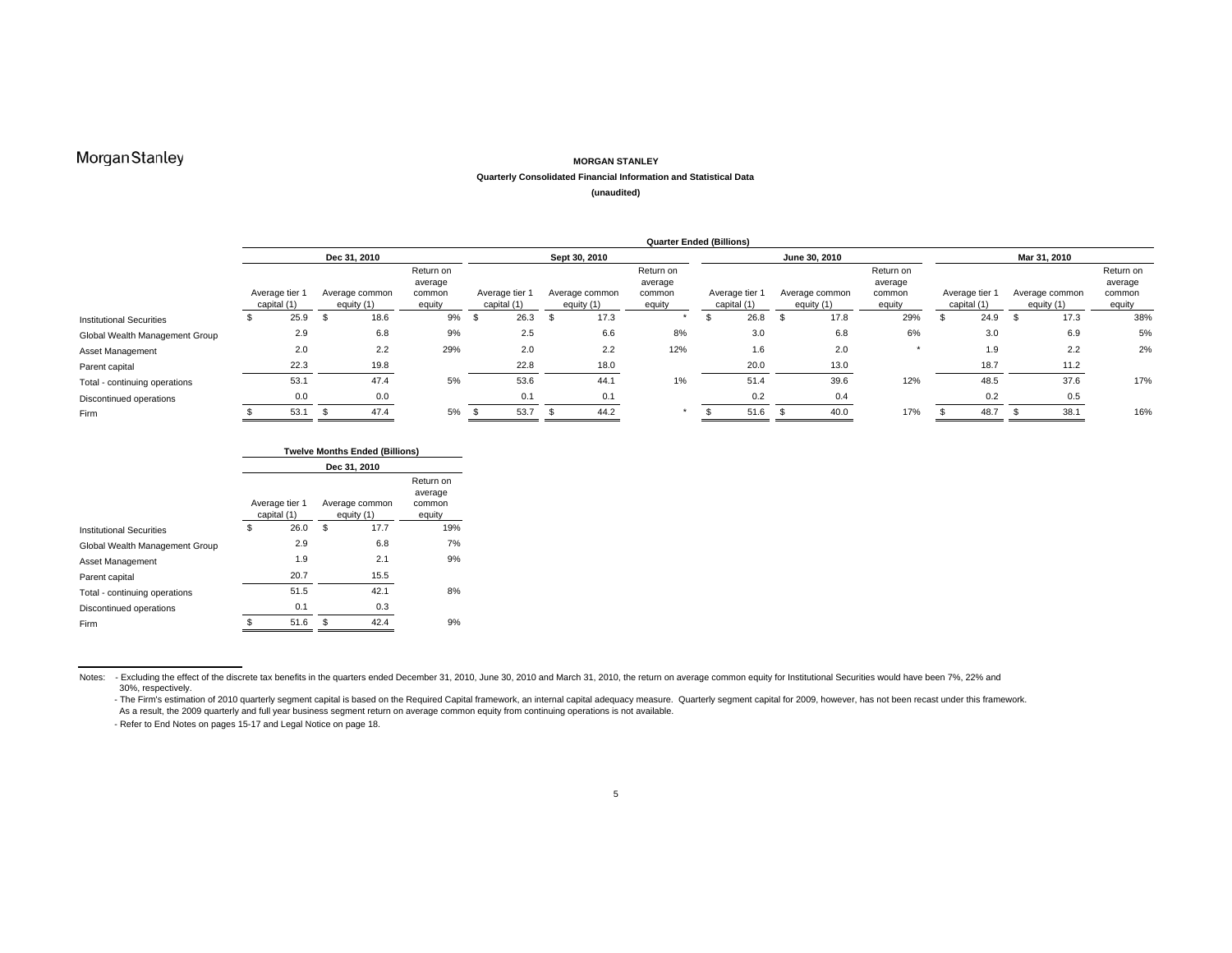MorganStanley

**MORGAN STANLEY**

**Quarterly Consolidated Financial Information and Statistical Data**

**(unaudited)**

| | Quarter Ended (Billions) | | | | | | | | | | | |
|---|---|---|---|---|---|---|---|---|---|---|---|---|
| | Dec 31, 2010 | | | Sept 30, 2010 | | | June 30, 2010 | | | Mar 31, 2010 | | |
| | Average tier 1 capital (1) | Average common equity (1) | Return on average common equity | Average tier 1 capital (1) | Average common equity (1) | Return on average common equity | Average tier 1 capital (1) | Average common equity (1) | Return on average common equity | Average tier 1 capital (1) | Average common equity (1) | Return on average common equity |
| Institutional Securities | $ 25.9 | $ 18.6 | 9% | $ 26.3 | $ 17.3 | * | $ 26.8 | $ 17.8 | 29% | $ 24.9 | $ 17.3 | 38% |
| Global Wealth Management Group | 2.9 | 6.8 | 9% | 2.5 | 6.6 | 8% | 3.0 | 6.8 | 6% | 3.0 | 6.9 | 5% |
| Asset Management | 2.0 | 2.2 | 29% | 2.0 | 2.2 | 12% | 1.6 | 2.0 | * | 1.9 | 2.2 | 2% |
| Parent capital | 22.3 | 19.8 | | 22.8 | 18.0 | | 20.0 | 13.0 | | 18.7 | 11.2 | |
| Total - continuing operations | 53.1 | 47.4 | 5% | 53.6 | 44.1 | 1% | 51.4 | 39.6 | 12% | 48.5 | 37.6 | 17% |
| Discontinued operations | 0.0 | 0.0 | | 0.1 | 0.1 | | 0.2 | 0.4 | | 0.2 | 0.5 | |
| Firm | $ 53.1 | $ 47.4 | 5% | $ 53.7 | $ 44.2 | * | $ 51.6 | $ 40.0 | 17% | $ 48.7 | $ 38.1 | 16% |

| | Twelve Months Ended (Billions) | | |
|---|---|---|---|
| | Dec 31, 2010 | | |
| | Average tier 1 capital (1) | Average common equity (1) | Return on average common equity |
| Institutional Securities | $ 26.0 | $ 17.7 | 19% |
| Global Wealth Management Group | 2.9 | 6.8 | 7% |
| Asset Management | 1.9 | 2.1 | 9% |
| Parent capital | 20.7 | 15.5 | |
| Total - continuing operations | 51.5 | 42.1 | 8% |
| Discontinued operations | 0.1 | 0.3 | |
| Firm | $ 51.6 | $ 42.4 | 9% |

Notes: - Excluding the effect of the discrete tax benefits in the quarters ended December 31, 2010, June 30, 2010 and March 31, 2010, the return on average common equity for Institutional Securities would have been 7%, 22% and 30%, respectively.

- The Firm's estimation of 2010 quarterly segment capital is based on the Required Capital framework, an internal capital adequacy measure. Quarterly segment capital for 2009, however, has not been recast under this framework. As a result, the 2009 quarterly and full year business segment return on average common equity from continuing operations is not available.

- Refer to End Notes on pages 15-17 and Legal Notice on page 18.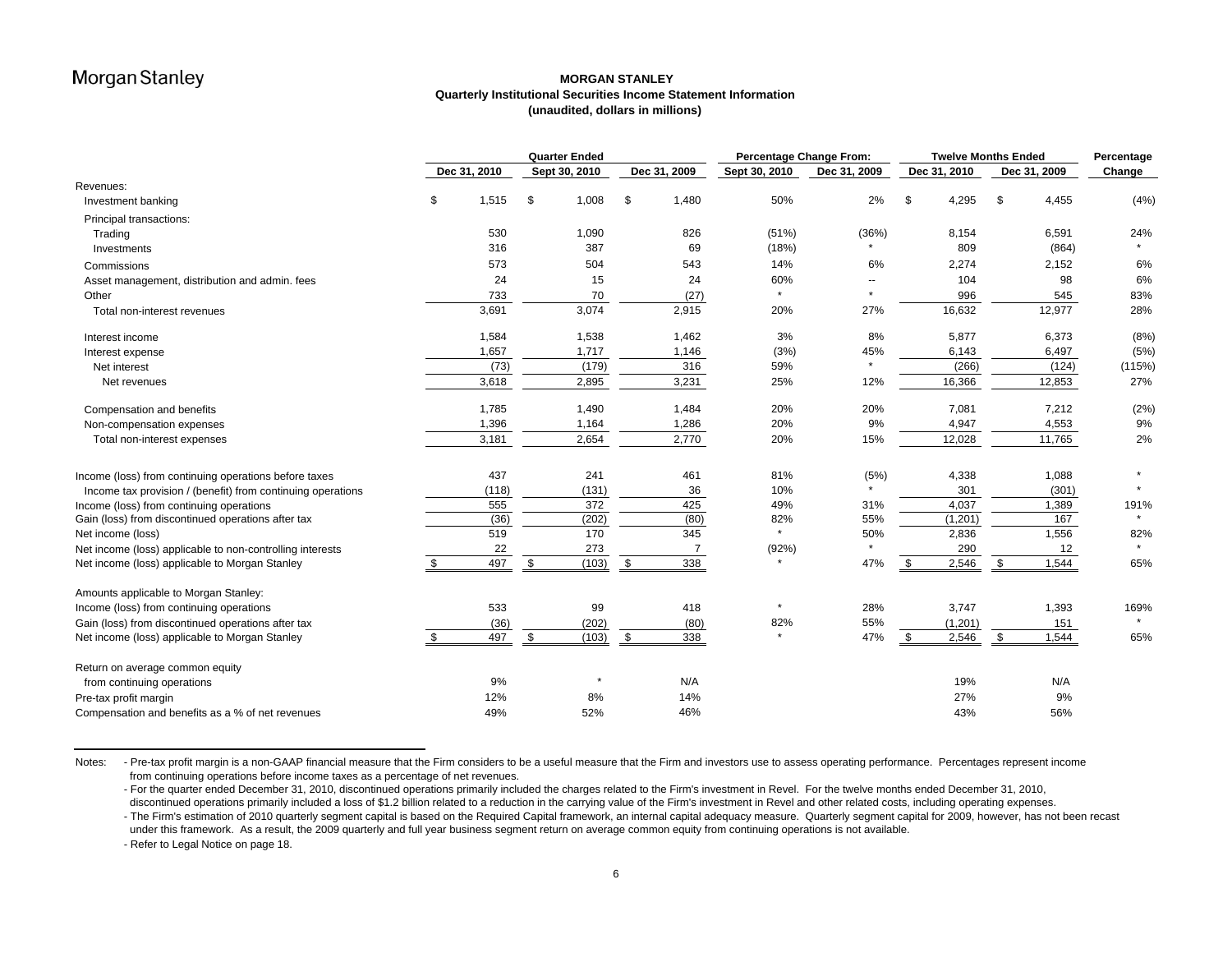Morgan Stanley

# MORGAN STANLEY
## Quarterly Institutional Securities Income Statement Information
**(unaudited, dollars in millions)**

| | Quarter Ended | | | Percentage Change From: | | Twelve Months Ended | | Percentage |
|---|---|---|---|---|---|---|---|---|
| | Dec 31, 2010 | Sept 30, 2010 | Dec 31, 2009 | Sept 30, 2010 | Dec 31, 2009 | Dec 31, 2010 | Dec 31, 2009 | Change |
| Revenues: | | | | | | | | |
| Investment banking | $ 1,515 | $ 1,008 | $ 1,480 | 50% | 2% | $ 4,295 | $ 4,455 | (4%) |
| Principal transactions: | | | | | | | | |
| Trading | 530 | 1,090 | 826 | (51%) | (36%) | 8,154 | 6,591 | 24% |
| Investments | 316 | 387 | 69 | (18%) | * | 809 | (864) | * |
| Commissions | 573 | 504 | 543 | 14% | 6% | 2,274 | 2,152 | 6% |
| Asset management, distribution and admin. fees | 24 | 15 | 24 | 60% | -- | 104 | 98 | 6% |
| Other | 733 | 70 | (27) | * | * | 996 | 545 | 83% |
| Total non-interest revenues | 3,691 | 3,074 | 2,915 | 20% | 27% | 16,632 | 12,977 | 28% |
| Interest income | 1,584 | 1,538 | 1,462 | 3% | 8% | 5,877 | 6,373 | (8%) |
| Interest expense | 1,657 | 1,717 | 1,146 | (3%) | 45% | 6,143 | 6,497 | (5%) |
| Net interest | (73) | (179) | 316 | 59% | * | (266) | (124) | (115%) |
| Net revenues | 3,618 | 2,895 | 3,231 | 25% | 12% | 16,366 | 12,853 | 27% |
| Compensation and benefits | 1,785 | 1,490 | 1,484 | 20% | 20% | 7,081 | 7,212 | (2%) |
| Non-compensation expenses | 1,396 | 1,164 | 1,286 | 20% | 9% | 4,947 | 4,553 | 9% |
| Total non-interest expenses | 3,181 | 2,654 | 2,770 | 20% | 15% | 12,028 | 11,765 | 2% |
| Income (loss) from continuing operations before taxes | 437 | 241 | 461 | 81% | (5%) | 4,338 | 1,088 | * |
| Income tax provision / (benefit) from continuing operations | (118) | (131) | 36 | 10% | * | 301 | (301) | * |
| Income (loss) from continuing operations | 555 | 372 | 425 | 49% | 31% | 4,037 | 1,389 | 191% |
| Gain (loss) from discontinued operations after tax | (36) | (202) | (80) | 82% | 55% | (1,201) | 167 | * |
| Net income (loss) | 519 | 170 | 345 | * | 50% | 2,836 | 1,556 | 82% |
| Net income (loss) applicable to non-controlling interests | 22 | 273 | 7 | (92%) | * | 290 | 12 | * |
| Net income (loss) applicable to Morgan Stanley | $ 497 | $ (103) | $ 338 | * | 47% | $ 2,546 | $ 1,544 | 65% |
| Amounts applicable to Morgan Stanley: | | | | | | | | |
| Income (loss) from continuing operations | 533 | 99 | 418 | * | 28% | 3,747 | 1,393 | 169% |
| Gain (loss) from discontinued operations after tax | (36) | (202) | (80) | 82% | 55% | (1,201) | 151 | * |
| Net income (loss) applicable to Morgan Stanley | $ 497 | $ (103) | $ 338 | * | 47% | $ 2,546 | $ 1,544 | 65% |
| Return on average common equity from continuing operations | 9% | * | N/A | | | 19% | N/A | |
| Pre-tax profit margin | 12% | 8% | 14% | | | 27% | 9% | |
| Compensation and benefits as a % of net revenues | 49% | 52% | 46% | | | 43% | 56% | |

Notes:
- Pre-tax profit margin is a non-GAAP financial measure that the Firm considers to be a useful measure that the Firm and investors use to assess operating performance. Percentages represent income from continuing operations before income taxes as a percentage of net revenues.
- For the quarter ended December 31, 2010, discontinued operations primarily included the charges related to the Firm's investment in Revel. For the twelve months ended December 31, 2010, discontinued operations primarily included a loss of $1.2 billion related to a reduction in the carrying value of the Firm's investment in Revel and other related costs, including operating expenses.
- The Firm's estimation of 2010 quarterly segment capital is based on the Required Capital framework, an internal capital adequacy measure. Quarterly segment capital for 2009, however, has not been recast under this framework. As a result, the 2009 quarterly and full year business segment return on average common equity from continuing operations is not available.
- Refer to Legal Notice on page 18.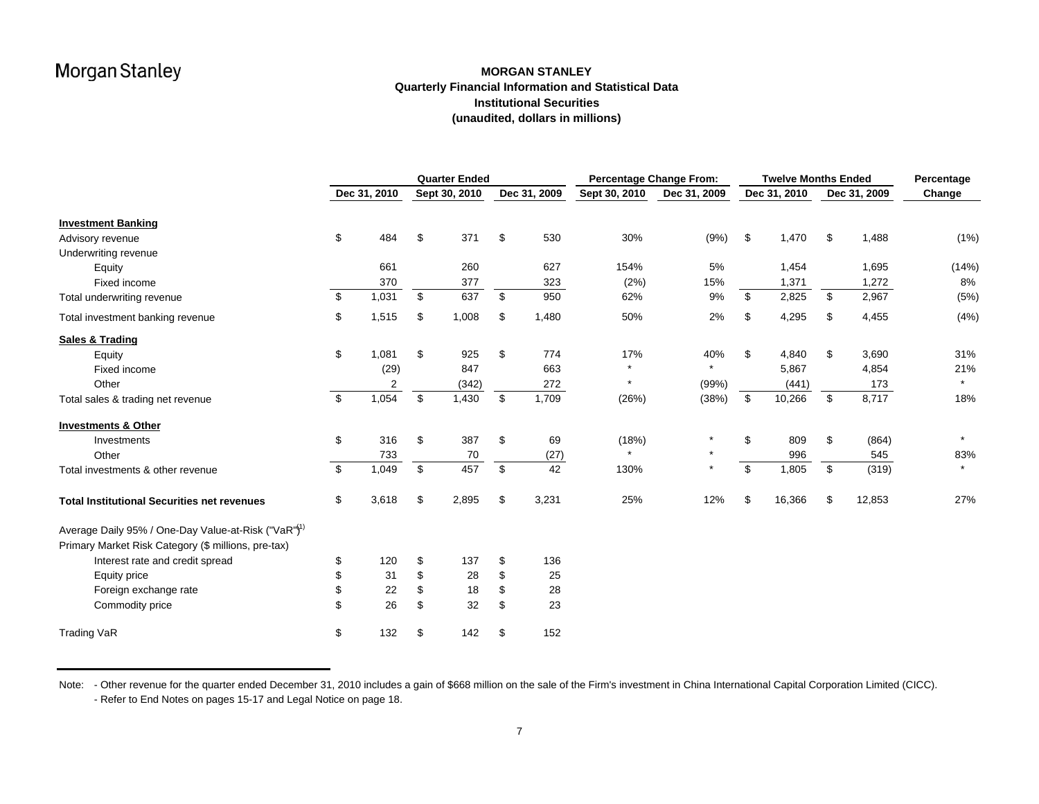Morgan Stanley

# MORGAN STANLEY
## Quarterly Financial Information and Statistical Data
## Institutional Securities
## (unaudited, dollars in millions)

| | Quarter Ended | | | Percentage Change From: | | Twelve Months Ended | | Percentage |
|---|---|---|---|---|---|---|---|---|
| | Dec 31, 2010 | Sept 30, 2010 | Dec 31, 2009 | Sept 30, 2010 | Dec 31, 2009 | Dec 31, 2010 | Dec 31, 2009 | Change |
| **Investment Banking** | | | | | | | | |
| Advisory revenue | $ 484 | $ 371 | $ 530 | 30% | (9%) | $ 1,470 | $ 1,488 | (1%) |
| Underwriting revenue | | | | | | | | |
| Equity | 661 | 260 | 627 | 154% | 5% | 1,454 | 1,695 | (14%) |
| Fixed income | 370 | 377 | 323 | (2%) | 15% | 1,371 | 1,272 | 8% |
| Total underwriting revenue | $ 1,031 | $ 637 | $ 950 | 62% | 9% | $ 2,825 | $ 2,967 | (5%) |
| Total investment banking revenue | $ 1,515 | $ 1,008 | $ 1,480 | 50% | 2% | $ 4,295 | $ 4,455 | (4%) |
| **Sales & Trading** | | | | | | | | |
| Equity | $ 1,081 | $ 925 | $ 774 | 17% | 40% | $ 4,840 | $ 3,690 | 31% |
| Fixed income | (29) | 847 | 663 | * | * | 5,867 | 4,854 | 21% |
| Other | 2 | (342) | 272 | * | (99%) | (441) | 173 | * |
| Total sales & trading net revenue | $ 1,054 | $ 1,430 | $ 1,709 | (26%) | (38%) | $ 10,266 | $ 8,717 | 18% |
| **Investments & Other** | | | | | | | | |
| Investments | $ 316 | $ 387 | $ 69 | (18%) | * | $ 809 | $ (864) | * |
| Other | 733 | 70 | (27) | * | * | 996 | 545 | 83% |
| Total investments & other revenue | $ 1,049 | $ 457 | $ 42 | 130% | * | $ 1,805 | $ (319) | * |
| **Total Institutional Securities net revenues** | $ 3,618 | $ 2,895 | $ 3,231 | 25% | 12% | $ 16,366 | $ 12,853 | 27% |
| Average Daily 95% / One-Day Value-at-Risk ("VaR")[1] | | | | | | | | |
| Primary Market Risk Category ($ millions, pre-tax) | | | | | | | | |
| Interest rate and credit spread | $ 120 | $ 137 | $ 136 | | | | | |
| Equity price | $ 31 | $ 28 | $ 25 | | | | | |
| Foreign exchange rate | $ 22 | $ 18 | $ 28 | | | | | |
| Commodity price | $ 26 | $ 32 | $ 23 | | | | | |
| Trading VaR | $ 132 | $ 142 | $ 152 | | | | | |

Note: - Other revenue for the quarter ended December 31, 2010 includes a gain of $668 million on the sale of the Firm's investment in China International Capital Corporation Limited (CICC).
- Refer to End Notes on pages 15-17 and Legal Notice on page 18.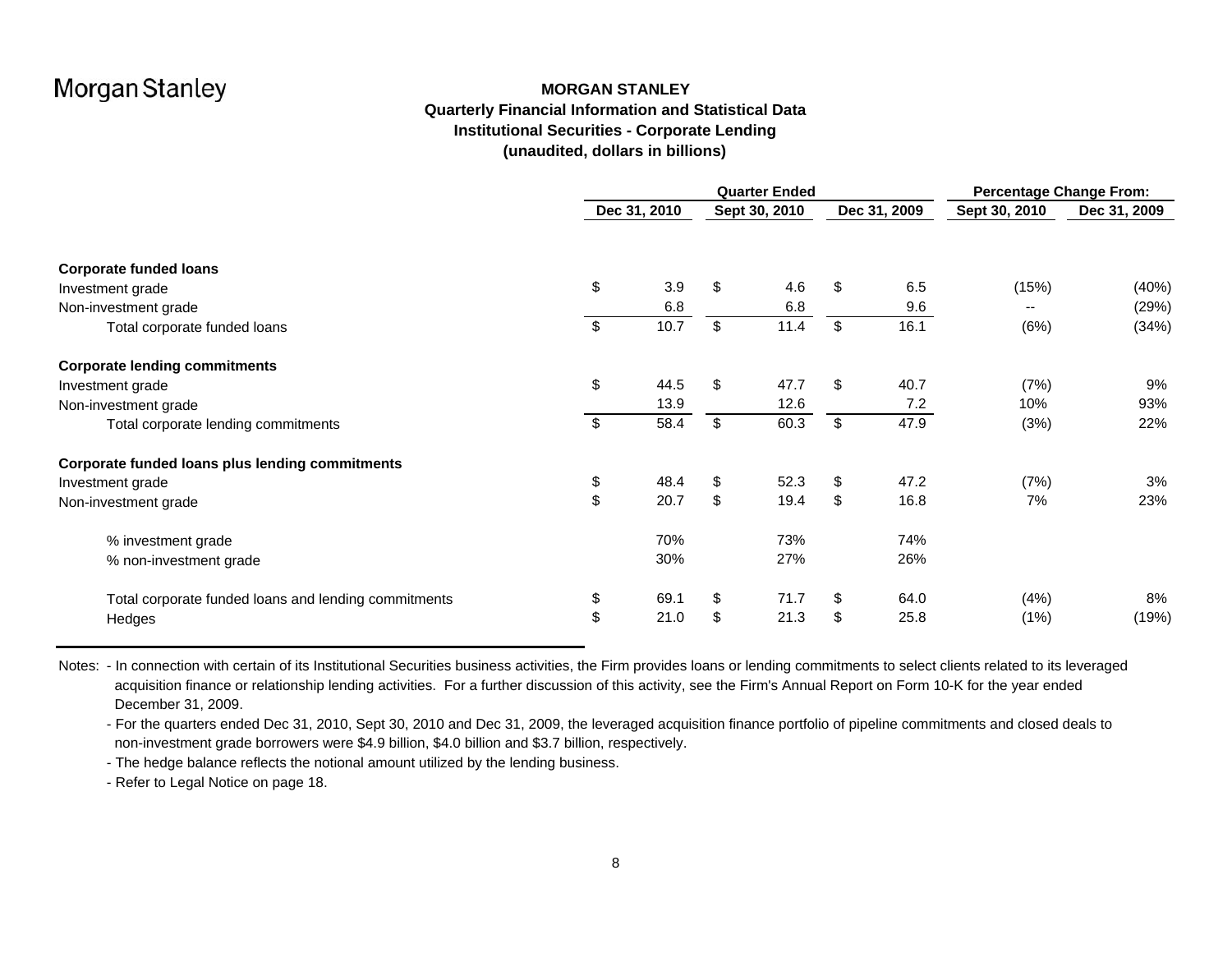# MORGAN STANLEY

## Quarterly Financial Information and Statistical Data

## Institutional Securities - Corporate Lending

**(unaudited, dollars in billions)**

| | Quarter Ended | | | Percentage Change From: | |
|---|---|---|---|---|---|
| | Dec 31, 2010 | Sept 30, 2010 | Dec 31, 2009 | Sept 30, 2010 | Dec 31, 2009 |
| **Corporate funded loans** | | | | | |
| Investment grade | $ 3.9 | $ 4.6 | $ 6.5 | (15%) | (40%) |
| Non-investment grade | 6.8 | 6.8 | 9.6 | -- | (29%) |
| Total corporate funded loans | $ 10.7 | $ 11.4 | $ 16.1 | (6%) | (34%) |
| **Corporate lending commitments** | | | | | |
| Investment grade | $ 44.5 | $ 47.7 | $ 40.7 | (7%) | 9% |
| Non-investment grade | 13.9 | 12.6 | 7.2 | 10% | 93% |
| Total corporate lending commitments | $ 58.4 | $ 60.3 | $ 47.9 | (3%) | 22% |
| **Corporate funded loans plus lending commitments** | | | | | |
| Investment grade | $ 48.4 | $ 52.3 | $ 47.2 | (7%) | 3% |
| Non-investment grade | $ 20.7 | $ 19.4 | $ 16.8 | 7% | 23% |
| % investment grade | 70% | 73% | 74% | | |
| % non-investment grade | 30% | 27% | 26% | | |
| Total corporate funded loans and lending commitments | $ 69.1 | $ 71.7 | $ 64.0 | (4%) | 8% |
| Hedges | $ 21.0 | $ 21.3 | $ 25.8 | (1%) | (19%) |

Notes: - In connection with certain of its Institutional Securities business activities, the Firm provides loans or lending commitments to select clients related to its leveraged acquisition finance or relationship lending activities. For a further discussion of this activity, see the Firm's Annual Report on Form 10-K for the year ended December 31, 2009.

- For the quarters ended Dec 31, 2010, Sept 30, 2010 and Dec 31, 2009, the leveraged acquisition finance portfolio of pipeline commitments and closed deals to non-investment grade borrowers were $4.9 billion, $4.0 billion and $3.7 billion, respectively.

- The hedge balance reflects the notional amount utilized by the lending business.

- Refer to Legal Notice on page 18.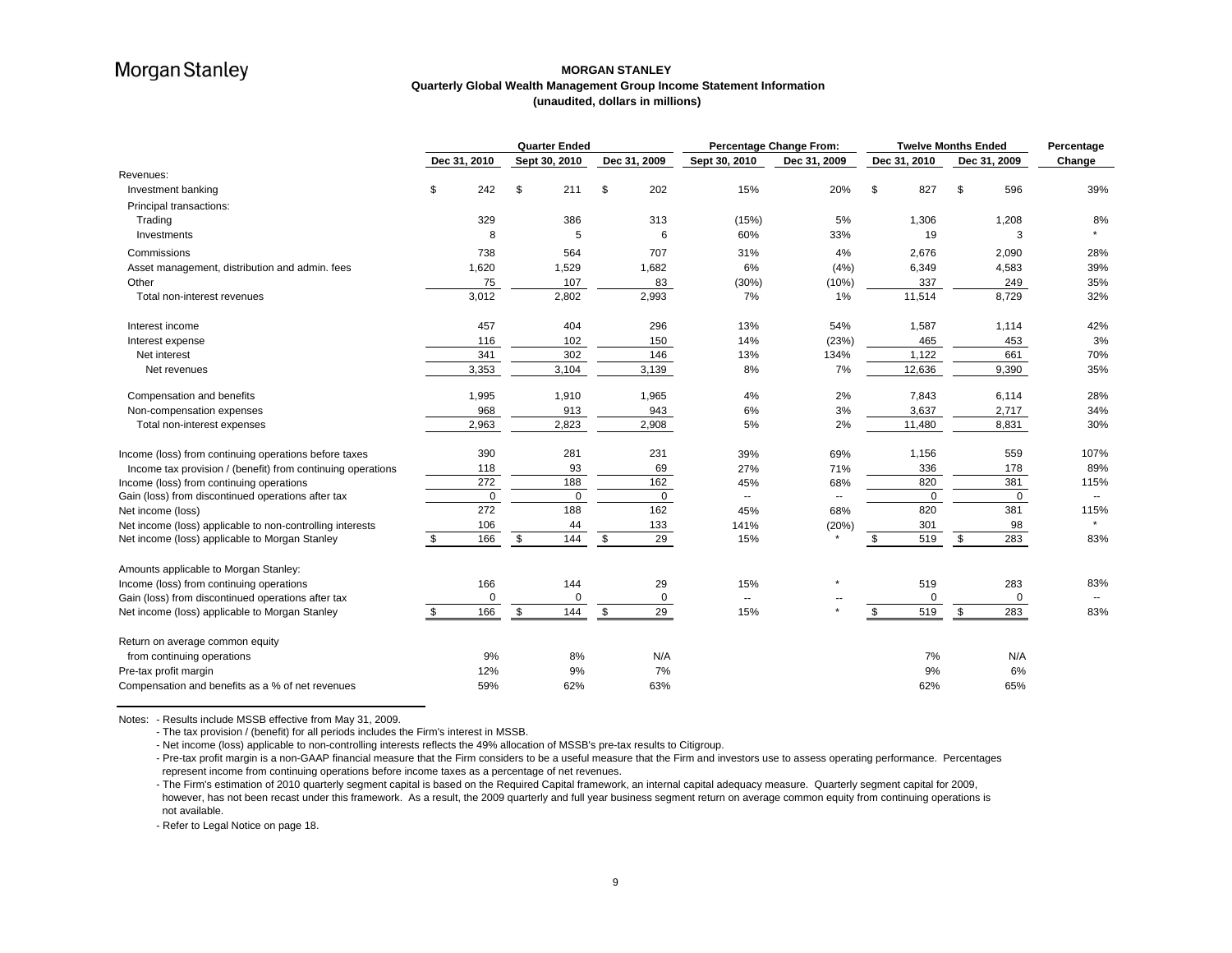Morgan Stanley

# MORGAN STANLEY
## Quarterly Global Wealth Management Group Income Statement Information
### (unaudited, dollars in millions)

| | Quarter Ended | | | Percentage Change From: | | Twelve Months Ended | | Percentage |
|---|---|---|---|---|---|---|---|---|
| | Dec 31, 2010 | Sept 30, 2010 | Dec 31, 2009 | Sept 30, 2010 | Dec 31, 2009 | Dec 31, 2010 | Dec 31, 2009 | Change |
| Revenues: | | | | | | | | |
| Investment banking | $ 242 | $ 211 | $ 202 | 15% | 20% | $ 827 | $ 596 | 39% |
| Principal transactions: | | | | | | | | |
| Trading | 329 | 386 | 313 | (15%) | 5% | 1,306 | 1,208 | 8% |
| Investments | 8 | 5 | 6 | 60% | 33% | 19 | 3 | * |
| Commissions | 738 | 564 | 707 | 31% | 4% | 2,676 | 2,090 | 28% |
| Asset management, distribution and admin. fees | 1,620 | 1,529 | 1,682 | 6% | (4%) | 6,349 | 4,583 | 39% |
| Other | 75 | 107 | 83 | (30%) | (10%) | 337 | 249 | 35% |
| Total non-interest revenues | 3,012 | 2,802 | 2,993 | 7% | 1% | 11,514 | 8,729 | 32% |
| Interest income | 457 | 404 | 296 | 13% | 54% | 1,587 | 1,114 | 42% |
| Interest expense | 116 | 102 | 150 | 14% | (23%) | 465 | 453 | 3% |
| Net interest | 341 | 302 | 146 | 13% | 134% | 1,122 | 661 | 70% |
| Net revenues | 3,353 | 3,104 | 3,139 | 8% | 7% | 12,636 | 9,390 | 35% |
| Compensation and benefits | 1,995 | 1,910 | 1,965 | 4% | 2% | 7,843 | 6,114 | 28% |
| Non-compensation expenses | 968 | 913 | 943 | 6% | 3% | 3,637 | 2,717 | 34% |
| Total non-interest expenses | 2,963 | 2,823 | 2,908 | 5% | 2% | 11,480 | 8,831 | 30% |
| Income (loss) from continuing operations before taxes | 390 | 281 | 231 | 39% | 69% | 1,156 | 559 | 107% |
| Income tax provision / (benefit) from continuing operations | 118 | 93 | 69 | 27% | 71% | 336 | 178 | 89% |
| Income (loss) from continuing operations | 272 | 188 | 162 | 45% | 68% | 820 | 381 | 115% |
| Gain (loss) from discontinued operations after tax | 0 | 0 | 0 | -- | -- | 0 | 0 | -- |
| Net income (loss) | 272 | 188 | 162 | 45% | 68% | 820 | 381 | 115% |
| Net income (loss) applicable to non-controlling interests | 106 | 44 | 133 | 141% | (20%) | 301 | 98 | * |
| Net income (loss) applicable to Morgan Stanley | $ 166 | $ 144 | $ 29 | 15% | * | $ 519 | $ 283 | 83% |
| Amounts applicable to Morgan Stanley: | | | | | | | | |
| Income (loss) from continuing operations | 166 | 144 | 29 | 15% | * | 519 | 283 | 83% |
| Gain (loss) from discontinued operations after tax | 0 | 0 | 0 | -- | -- | 0 | 0 | -- |
| Net income (loss) applicable to Morgan Stanley | $ 166 | $ 144 | $ 29 | 15% | * | $ 519 | $ 283 | 83% |
| Return on average common equity | | | | | | | | |
| from continuing operations | 9% | 8% | N/A | | | 7% | N/A | |
| Pre-tax profit margin | 12% | 9% | 7% | | | 9% | 6% | |
| Compensation and benefits as a % of net revenues | 59% | 62% | 63% | | | 62% | 65% | |

Notes: - Results include MSSB effective from May 31, 2009.
- The tax provision / (benefit) for all periods includes the Firm's interest in MSSB.
- Net income (loss) applicable to non-controlling interests reflects the 49% allocation of MSSB's pre-tax results to Citigroup.
- Pre-tax profit margin is a non-GAAP financial measure that the Firm considers to be a useful measure that the Firm and investors use to assess operating performance. Percentages represent income from continuing operations before income taxes as a percentage of net revenues.
- The Firm's estimation of 2010 quarterly segment capital is based on the Required Capital framework, an internal capital adequacy measure. Quarterly segment capital for 2009, however, has not been recast under this framework. As a result, the 2009 quarterly and full year business segment return on average common equity from continuing operations is not available.
- Refer to Legal Notice on page 18.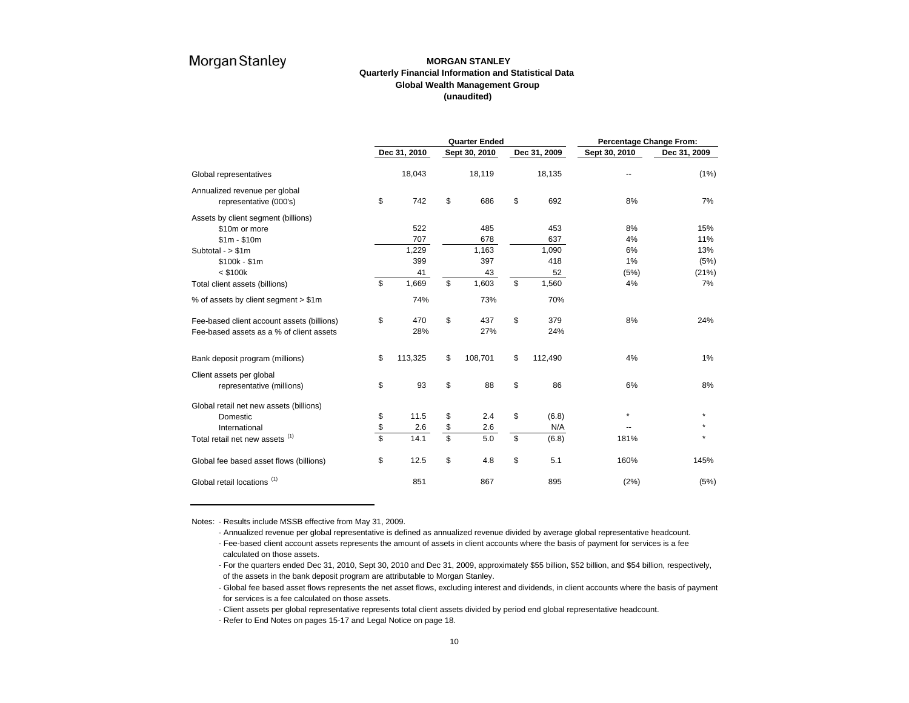Morgan Stanley

**MORGAN STANLEY**
**Quarterly Financial Information and Statistical Data**
**Global Wealth Management Group**
**(unaudited)**

| | Quarter Ended | | | Percentage Change From: | |
|---|---|---|---|---|---|
| | Dec 31, 2010 | Sept 30, 2010 | Dec 31, 2009 | Sept 30, 2010 | Dec 31, 2009 |
| Global representatives | 18,043 | 18,119 | 18,135 | -- | (1%) |
| Annualized revenue per global representative (000's) | $ 742 | $ 686 | $ 692 | 8% | 7% |
| Assets by client segment (billions) | | | | | |
| $10m or more | 522 | 485 | 453 | 8% | 15% |
| $1m - $10m | 707 | 678 | 637 | 4% | 11% |
| Subtotal - > $1m | 1,229 | 1,163 | 1,090 | 6% | 13% |
| $100k - $1m | 399 | 397 | 418 | 1% | (5%) |
| < $100k | 41 | 43 | 52 | (5%) | (21%) |
| Total client assets (billions) | $ 1,669 | $ 1,603 | $ 1,560 | 4% | 7% |
| % of assets by client segment > $1m | 74% | 73% | 70% | | |
| Fee-based client account assets (billions) | $ 470 | $ 437 | $ 379 | 8% | 24% |
| Fee-based assets as a % of client assets | 28% | 27% | 24% | | |
| Bank deposit program (millions) | $ 113,325 | $ 108,701 | $ 112,490 | 4% | 1% |
| Client assets per global representative (millions) | $ 93 | $ 88 | $ 86 | 6% | 8% |
| Global retail net new assets (billions) | | | | | |
| Domestic | $ 11.5 | $ 2.4 | $ (6.8) | * | * |
| International | $ 2.6 | $ 2.6 | N/A | -- | * |
| Total retail net new assets [(1)] | $ 14.1 | $ 5.0 | $ (6.8) | 181% | * |
| Global fee based asset flows (billions) | $ 12.5 | $ 4.8 | $ 5.1 | 160% | 145% |
| Global retail locations [(1)] | 851 | 867 | 895 | (2%) | (5%) |

Notes: - Results include MSSB effective from May 31, 2009.

- Annualized revenue per global representative is defined as annualized revenue divided by average global representative headcount.
- Fee-based client account assets represents the amount of assets in client accounts where the basis of payment for services is a fee calculated on those assets.
- For the quarters ended Dec 31, 2010, Sept 30, 2010 and Dec 31, 2009, approximately $55 billion, $52 billion, and $54 billion, respectively, of the assets in the bank deposit program are attributable to Morgan Stanley.
- Global fee based asset flows represents the net asset flows, excluding interest and dividends, in client accounts where the basis of payment for services is a fee calculated on those assets.
- Client assets per global representative represents total client assets divided by period end global representative headcount.
- Refer to End Notes on pages 15-17 and Legal Notice on page 18.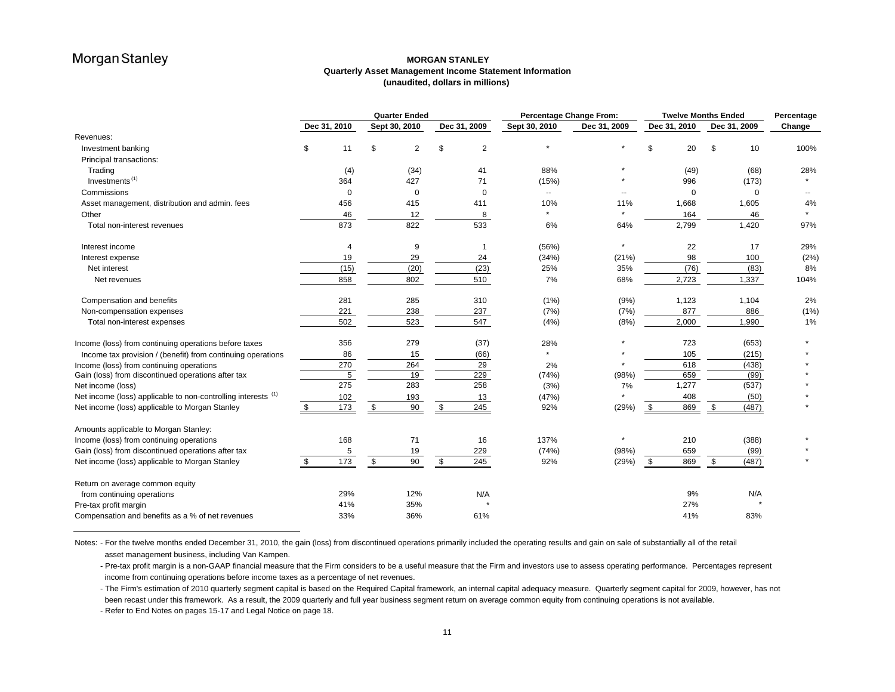# MORGAN STANLEY

## Quarterly Asset Management Income Statement Information

**(unaudited, dollars in millions)**

| | Quarter Ended | | | Percentage Change From: | | Twelve Months Ended | | Percentage |
|---|---|---|---|---|---|---|---|---|
| | Dec 31, 2010 | Sept 30, 2010 | Dec 31, 2009 | Sept 30, 2010 | Dec 31, 2009 | Dec 31, 2010 | Dec 31, 2009 | Change |
| Revenues: | | | | | | | | |
| Investment banking | $ 11 | $ 2 | $ 2 | * | * | $ 20 | $ 10 | 100% |
| Principal transactions: | | | | | | | | |
| Trading | (4) | (34) | 41 | 88% | * | (49) | (68) | 28% |
| Investments [1] | 364 | 427 | 71 | (15%) | * | 996 | (173) | * |
| Commissions | 0 | 0 | 0 | -- | -- | 0 | 0 | -- |
| Asset management, distribution and admin. fees | 456 | 415 | 411 | 10% | 11% | 1,668 | 1,605 | 4% |
| Other | 46 | 12 | 8 | * | * | 164 | 46 | * |
| Total non-interest revenues | 873 | 822 | 533 | 6% | 64% | 2,799 | 1,420 | 97% |
| Interest income | 4 | 9 | 1 | (56%) | * | 22 | 17 | 29% |
| Interest expense | 19 | 29 | 24 | (34%) | (21%) | 98 | 100 | (2%) |
| Net interest | (15) | (20) | (23) | 25% | 35% | (76) | (83) | 8% |
| Net revenues | 858 | 802 | 510 | 7% | 68% | 2,723 | 1,337 | 104% |
| Compensation and benefits | 281 | 285 | 310 | (1%) | (9%) | 1,123 | 1,104 | 2% |
| Non-compensation expenses | 221 | 238 | 237 | (7%) | (7%) | 877 | 886 | (1%) |
| Total non-interest expenses | 502 | 523 | 547 | (4%) | (8%) | 2,000 | 1,990 | 1% |
| Income (loss) from continuing operations before taxes | 356 | 279 | (37) | 28% | * | 723 | (653) | * |
| Income tax provision / (benefit) from continuing operations | 86 | 15 | (66) | * | * | 105 | (215) | * |
| Income (loss) from continuing operations | 270 | 264 | 29 | 2% | * | 618 | (438) | * |
| Gain (loss) from discontinued operations after tax | 5 | 19 | 229 | (74%) | (98%) | 659 | (99) | * |
| Net income (loss) | 275 | 283 | 258 | (3%) | 7% | 1,277 | (537) | * |
| Net income (loss) applicable to non-controlling interests [1] | 102 | 193 | 13 | (47%) | * | 408 | (50) | * |
| Net income (loss) applicable to Morgan Stanley | $ 173 | $ 90 | $ 245 | 92% | (29%) | $ 869 | $ (487) | * |
| Amounts applicable to Morgan Stanley: | | | | | | | | |
| Income (loss) from continuing operations | 168 | 71 | 16 | 137% | * | 210 | (388) | * |
| Gain (loss) from discontinued operations after tax | 5 | 19 | 229 | (74%) | (98%) | 659 | (99) | * |
| Net income (loss) applicable to Morgan Stanley | $ 173 | $ 90 | $ 245 | 92% | (29%) | $ 869 | $ (487) | * |
| Return on average common equity from continuing operations | 29% | 12% | N/A | | | 9% | N/A | |
| Pre-tax profit margin | 41% | 35% | * | | | 27% | * | |
| Compensation and benefits as a % of net revenues | 33% | 36% | 61% | | | 41% | 83% | |

Notes:
- For the twelve months ended December 31, 2010, the gain (loss) from discontinued operations primarily included the operating results and gain on sale of substantially all of the retail asset management business, including Van Kampen.
- Pre-tax profit margin is a non-GAAP financial measure that the Firm considers to be a useful measure that the Firm and investors use to assess operating performance. Percentages represent income from continuing operations before income taxes as a percentage of net revenues.
- The Firm's estimation of 2010 quarterly segment capital is based on the Required Capital framework, an internal capital adequacy measure. Quarterly segment capital for 2009, however, has not been recast under this framework. As a result, the 2009 quarterly and full year business segment return on average common equity from continuing operations is not available.
- Refer to End Notes on pages 15-17 and Legal Notice on page 18.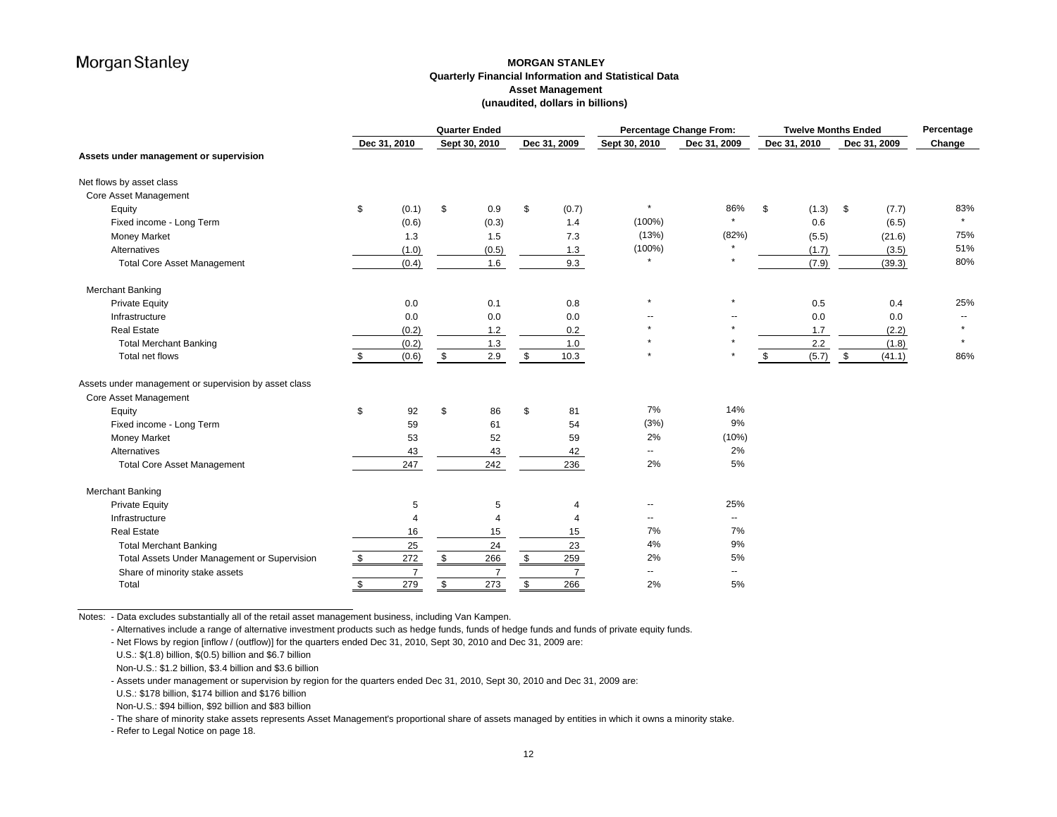Morgan Stanley

# MORGAN STANLEY
## Quarterly Financial Information and Statistical Data
## Asset Management
### (unaudited, dollars in billions)

| | Quarter Ended | | | Percentage Change From: | | Twelve Months Ended | | Percentage |
|---|---|---|---|---|---|---|---|---|
| | Dec 31, 2010 | Sept 30, 2010 | Dec 31, 2009 | Sept 30, 2010 | Dec 31, 2009 | Dec 31, 2010 | Dec 31, 2009 | Change |
| **Assets under management or supervision** | | | | | | | | |
| Net flows by asset class | | | | | | | | |
| Core Asset Management | | | | | | | | |
| Equity | $ (0.1) | $ 0.9 | $ (0.7) | * | 86% | $ (1.3) | $ (7.7) | 83% |
| Fixed income - Long Term | (0.6) | (0.3) | 1.4 | (100%) | * | 0.6 | (6.5) | * |
| Money Market | 1.3 | 1.5 | 7.3 | (13%) | (82%) | (5.5) | (21.6) | 75% |
| Alternatives | (1.0) | (0.5) | 1.3 | (100%) | * | (1.7) | (3.5) | 51% |
| Total Core Asset Management | (0.4) | 1.6 | 9.3 | * | * | (7.9) | (39.3) | 80% |
| Merchant Banking | | | | | | | | |
| Private Equity | 0.0 | 0.1 | 0.8 | * | * | 0.5 | 0.4 | 25% |
| Infrastructure | 0.0 | 0.0 | 0.0 | -- | -- | 0.0 | 0.0 | -- |
| Real Estate | (0.2) | 1.2 | 0.2 | * | * | 1.7 | (2.2) | * |
| Total Merchant Banking | (0.2) | 1.3 | 1.0 | * | * | 2.2 | (1.8) | * |
| Total net flows | $ (0.6) | $ 2.9 | $ 10.3 | * | * | $ (5.7) | $ (41.1) | 86% |
| Assets under management or supervision by asset class | | | | | | | | |
| Core Asset Management | | | | | | | | |
| Equity | $ 92 | $ 86 | $ 81 | 7% | 14% | | | |
| Fixed income - Long Term | 59 | 61 | 54 | (3%) | 9% | | | |
| Money Market | 53 | 52 | 59 | 2% | (10%) | | | |
| Alternatives | 43 | 43 | 42 | -- | 2% | | | |
| Total Core Asset Management | 247 | 242 | 236 | 2% | 5% | | | |
| Merchant Banking | | | | | | | | |
| Private Equity | 5 | 5 | 4 | -- | 25% | | | |
| Infrastructure | 4 | 4 | 4 | -- | -- | | | |
| Real Estate | 16 | 15 | 15 | 7% | 7% | | | |
| Total Merchant Banking | 25 | 24 | 23 | 4% | 9% | | | |
| Total Assets Under Management or Supervision | $ 272 | $ 266 | $ 259 | 2% | 5% | | | |
| Share of minority stake assets | 7 | 7 | 7 | -- | -- | | | |
| Total | $ 279 | $ 273 | $ 266 | 2% | 5% | | | |

Notes:
- Data excludes substantially all of the retail asset management business, including Van Kampen.
- Alternatives include a range of alternative investment products such as hedge funds, funds of hedge funds and funds of private equity funds.
- Net Flows by region [inflow / (outflow)] for the quarters ended Dec 31, 2010, Sept 30, 2010 and Dec 31, 2009 are:
  U.S.: $(1.8) billion, $(0.5) billion and $6.7 billion
  Non-U.S.: $1.2 billion, $3.4 billion and $3.6 billion
- Assets under management or supervision by region for the quarters ended Dec 31, 2010, Sept 30, 2010 and Dec 31, 2009 are:
  U.S.: $178 billion, $174 billion and $176 billion
  Non-U.S.: $94 billion, $92 billion and $83 billion
- The share of minority stake assets represents Asset Management's proportional share of assets managed by entities in which it owns a minority stake.
- Refer to Legal Notice on page 18.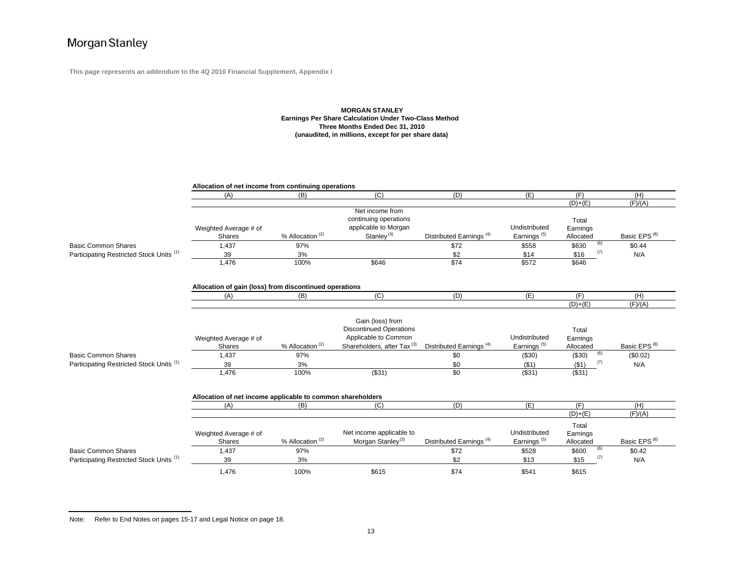# Morgan Stanley

**This page represents an addendum to the 4Q 2010 Financial Supplement, Appendix I**

**MORGAN STANLEY**
**Earnings Per Share Calculation Under Two-Class Method**
**Three Months Ended Dec 31, 2010**
**(unaudited, in millions, except for per share data)**

**Allocation of net income from continuing operations**

| | (A) | (B) | (C) | (D) | (E) | (F) | (H) |
|---|---|---|---|---|---|---|---|
| | | | | | | (D)+(E) | (F)/(A) |
| | Weighted Average # of Shares | % Allocation [(2)] | Net income from continuing operations applicable to Morgan Stanley [(3)] | Distributed Earnings [(4)] | Undistributed Earnings [(5)] | Total Earnings Allocated | Basic EPS [(8)] |
| Basic Common Shares | 1,437 | 97% | | $72 | $558 | $630 [(6)] | $0.44 |
| Participating Restricted Stock Units [(1)] | 39 | 3% | | $2 | $14 | $16 [(7)] | N/A |
| | 1,476 | 100% | $646 | $74 | $572 | $646 | |

**Allocation of gain (loss) from discontinued operations**

| | (A) | (B) | (C) | (D) | (E) | (F) | (H) |
|---|---|---|---|---|---|---|---|
| | | | | | | (D)+(E) | (F)/(A) |
| | Weighted Average # of Shares | % Allocation [(2)] | Gain (loss) from Discontinued Operations Applicable to Common Shareholders, after Tax [(3)] | Distributed Earnings [(4)] | Undistributed Earnings [(5)] | Total Earnings Allocated | Basic EPS [(8)] |
| Basic Common Shares | 1,437 | 97% | | $0 | ($30) | ($30) [(6)] | ($0.02) |
| Participating Restricted Stock Units [(1)] | 39 | 3% | | $0 | ($1) | ($1) [(7)] | N/A |
| | 1,476 | 100% | ($31) | $0 | ($31) | ($31) | |

**Allocation of net income applicable to common shareholders**

| | (A) | (B) | (C) | (D) | (E) | (F) | (H) |
|---|---|---|---|---|---|---|---|
| | | | | | | (D)+(E) | (F)/(A) |
| | Weighted Average # of Shares | % Allocation [(2)] | Net income applicable to Morgan Stanley [(3)] | Distributed Earnings [(4)] | Undistributed Earnings [(5)] | Total Earnings Allocated | Basic EPS [(8)] |
| Basic Common Shares | 1,437 | 97% | | $72 | $528 | $600 [(6)] | $0.42 |
| Participating Restricted Stock Units [(1)] | 39 | 3% | | $2 | $13 | $15 [(7)] | N/A |
| | 1,476 | 100% | $615 | $74 | $541 | $615 | |

Note: Refer to End Notes on pages 15-17 and Legal Notice on page 18.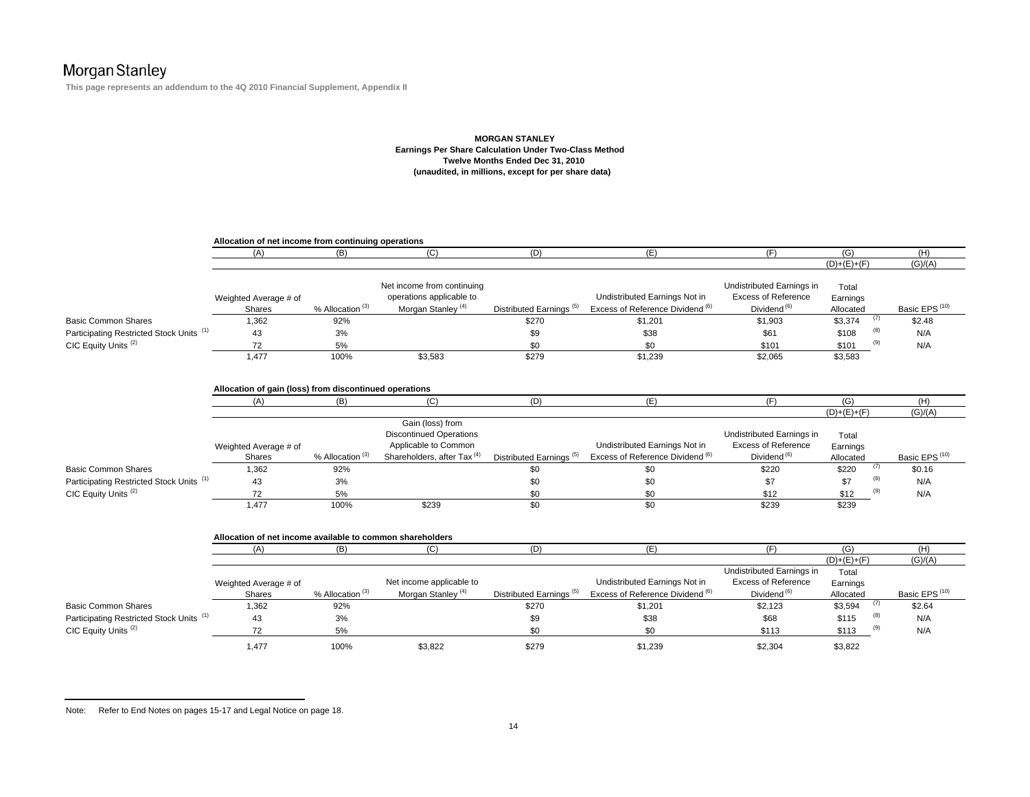Morgan Stanley

**This page represents an addendum to the 4Q 2010 Financial Supplement, Appendix II**

**MORGAN STANLEY**
**Earnings Per Share Calculation Under Two-Class Method**
**Twelve Months Ended Dec 31, 2010**
**(unaudited, in millions, except for per share data)**

**Allocation of net income from continuing operations**

| | (A) | (B) | (C) | (D) | (E) | (F) | (G) | (H) |
|---|---|---|---|---|---|---|---|---|
| | | | | | | | (D)+(E)+(F) | (G)/(A) |
| | Weighted Average # of Shares | % Allocation [3] | Net income from continuing operations applicable to Morgan Stanley [4] | Distributed Earnings [5] | Undistributed Earnings Not in Excess of Reference Dividend [6] | Undistributed Earnings in Excess of Reference Dividend [6] | Total Earnings Allocated | Basic EPS [10] |
| Basic Common Shares | 1,362 | 92% | | $270 | $1,201 | $1,903 | $3,374 [7] | $2.48 |
| Participating Restricted Stock Units [1] | 43 | 3% | | $9 | $38 | $61 | $108 [8] | N/A |
| CIC Equity Units [2] | 72 | 5% | | $0 | $0 | $101 | $101 [9] | N/A |
| | 1,477 | 100% | $3,583 | $279 | $1,239 | $2,065 | $3,583 | |

**Allocation of gain (loss) from discontinued operations**

| | (A) | (B) | (C) | (D) | (E) | (F) | (G) | (H) |
|---|---|---|---|---|---|---|---|---|
| | | | | | | | (D)+(E)+(F) | (G)/(A) |
| | Weighted Average # of Shares | % Allocation [3] | Gain (loss) from Discontinued Operations Applicable to Common Shareholders, after Tax [4] | Distributed Earnings [5] | Undistributed Earnings Not in Excess of Reference Dividend [6] | Undistributed Earnings in Excess of Reference Dividend [6] | Total Earnings Allocated | Basic EPS [10] |
| Basic Common Shares | 1,362 | 92% | | $0 | $0 | $220 | $220 [7] | $0.16 |
| Participating Restricted Stock Units [1] | 43 | 3% | | $0 | $0 | $7 | $7 [8] | N/A |
| CIC Equity Units [2] | 72 | 5% | | $0 | $0 | $12 | $12 [9] | N/A |
| | 1,477 | 100% | $239 | $0 | $0 | $239 | $239 | |

**Allocation of net income available to common shareholders**

| | (A) | (B) | (C) | (D) | (E) | (F) | (G) | (H) |
|---|---|---|---|---|---|---|---|---|
| | | | | | | | (D)+(E)+(F) | (G)/(A) |
| | Weighted Average # of Shares | % Allocation [3] | Net income applicable to Morgan Stanley [4] | Distributed Earnings [5] | Undistributed Earnings Not in Excess of Reference Dividend [6] | Undistributed Earnings in Excess of Reference Dividend [6] | Total Earnings Allocated | Basic EPS [10] |
| Basic Common Shares | 1,362 | 92% | | $270 | $1,201 | $2,123 | $3,594 [7] | $2.64 |
| Participating Restricted Stock Units [1] | 43 | 3% | | $9 | $38 | $68 | $115 [8] | N/A |
| CIC Equity Units [2] | 72 | 5% | | $0 | $0 | $113 | $113 [9] | N/A |
| | 1,477 | 100% | $3,822 | $279 | $1,239 | $2,304 | $3,822 | |

Note: Refer to End Notes on pages 15-17 and Legal Notice on page 18.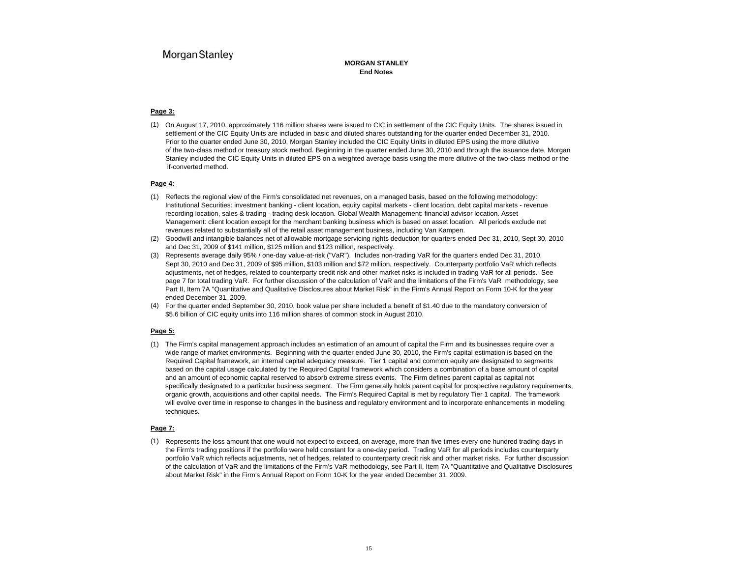Morgan Stanley

# MORGAN STANLEY
## End Notes

**Page 3:**

(1) On August 17, 2010, approximately 116 million shares were issued to CIC in settlement of the CIC Equity Units. The shares issued in settlement of the CIC Equity Units are included in basic and diluted shares outstanding for the quarter ended December 31, 2010. Prior to the quarter ended June 30, 2010, Morgan Stanley included the CIC Equity Units in diluted EPS using the more dilutive of the two-class method or treasury stock method. Beginning in the quarter ended June 30, 2010 and through the issuance date, Morgan Stanley included the CIC Equity Units in diluted EPS on a weighted average basis using the more dilutive of the two-class method or the if-converted method.

**Page 4:**

(1) Reflects the regional view of the Firm's consolidated net revenues, on a managed basis, based on the following methodology: Institutional Securities: investment banking - client location, equity capital markets - client location, debt capital markets - revenue recording location, sales & trading - trading desk location. Global Wealth Management: financial advisor location. Asset Management: client location except for the merchant banking business which is based on asset location. All periods exclude net revenues related to substantially all of the retail asset management business, including Van Kampen.

(2) Goodwill and intangible balances net of allowable mortgage servicing rights deduction for quarters ended Dec 31, 2010, Sept 30, 2010 and Dec 31, 2009 of $141 million, $125 million and $123 million, respectively.

(3) Represents average daily 95% / one-day value-at-risk ("VaR"). Includes non-trading VaR for the quarters ended Dec 31, 2010, Sept 30, 2010 and Dec 31, 2009 of $95 million, $103 million and $72 million, respectively. Counterparty portfolio VaR which reflects adjustments, net of hedges, related to counterparty credit risk and other market risks is included in trading VaR for all periods. See page 7 for total trading VaR. For further discussion of the calculation of VaR and the limitations of the Firm's VaR methodology, see Part II, Item 7A "Quantitative and Qualitative Disclosures about Market Risk" in the Firm's Annual Report on Form 10-K for the year ended December 31, 2009.

(4) For the quarter ended September 30, 2010, book value per share included a benefit of $1.40 due to the mandatory conversion of $5.6 billion of CIC equity units into 116 million shares of common stock in August 2010.

**Page 5:**

(1) The Firm's capital management approach includes an estimation of an amount of capital the Firm and its businesses require over a wide range of market environments. Beginning with the quarter ended June 30, 2010, the Firm's capital estimation is based on the Required Capital framework, an internal capital adequacy measure. Tier 1 capital and common equity are designated to segments based on the capital usage calculated by the Required Capital framework which considers a combination of a base amount of capital and an amount of economic capital reserved to absorb extreme stress events. The Firm defines parent capital as capital not specifically designated to a particular business segment. The Firm generally holds parent capital for prospective regulatory requirements, organic growth, acquisitions and other capital needs. The Firm's Required Capital is met by regulatory Tier 1 capital. The framework will evolve over time in response to changes in the business and regulatory environment and to incorporate enhancements in modeling techniques.

**Page 7:**

(1) Represents the loss amount that one would not expect to exceed, on average, more than five times every one hundred trading days in the Firm's trading positions if the portfolio were held constant for a one-day period. Trading VaR for all periods includes counterparty portfolio VaR which reflects adjustments, net of hedges, related to counterparty credit risk and other market risks. For further discussion of the calculation of VaR and the limitations of the Firm's VaR methodology, see Part II, Item 7A "Quantitative and Qualitative Disclosures about Market Risk" in the Firm's Annual Report on Form 10-K for the year ended December 31, 2009.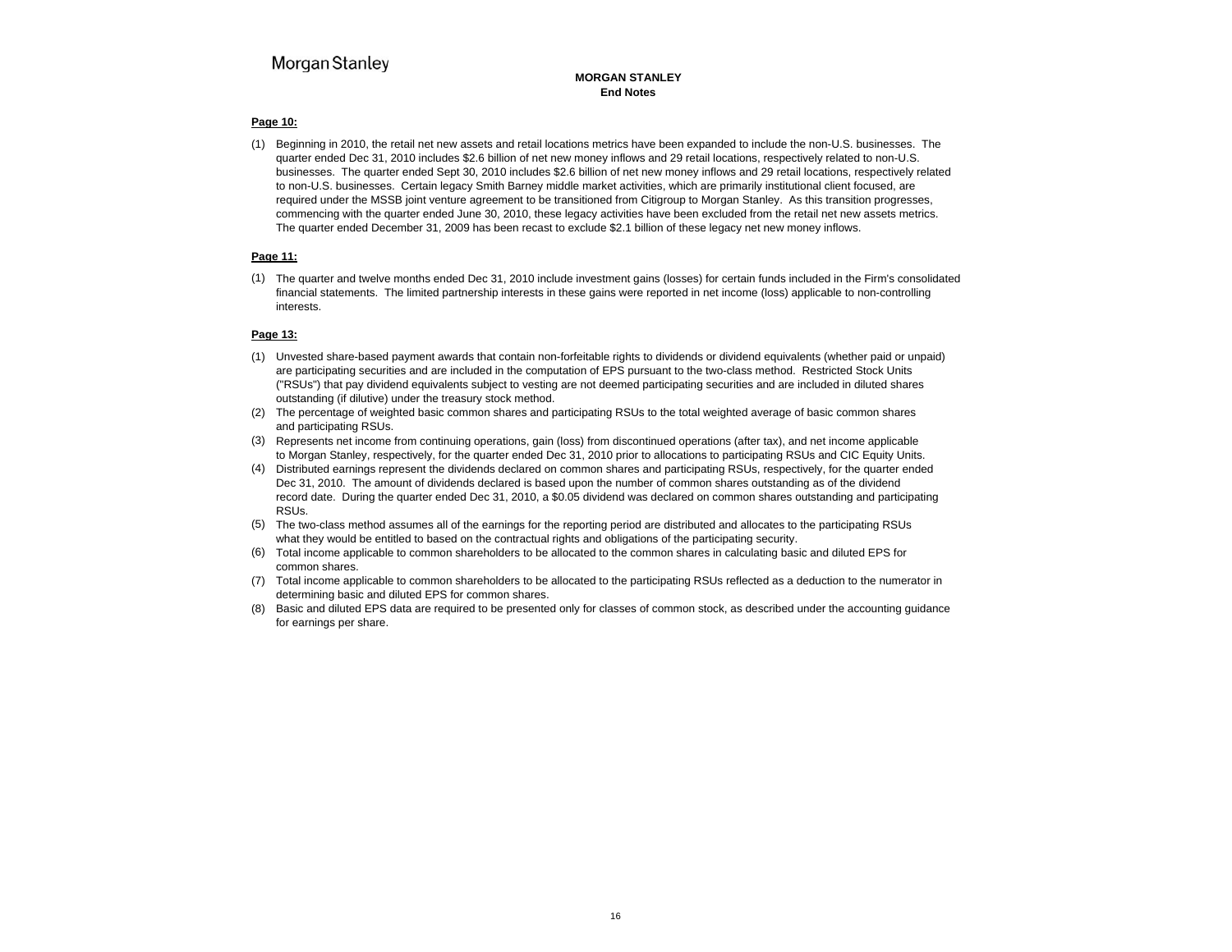# MORGAN STANLEY
## End Notes

**Page 10:**

(1) Beginning in 2010, the retail net new assets and retail locations metrics have been expanded to include the non-U.S. businesses. The quarter ended Dec 31, 2010 includes $2.6 billion of net new money inflows and 29 retail locations, respectively related to non-U.S. businesses. The quarter ended Sept 30, 2010 includes $2.6 billion of net new money inflows and 29 retail locations, respectively related to non-U.S. businesses. Certain legacy Smith Barney middle market activities, which are primarily institutional client focused, are required under the MSSB joint venture agreement to be transitioned from Citigroup to Morgan Stanley. As this transition progresses, commencing with the quarter ended June 30, 2010, these legacy activities have been excluded from the retail net new assets metrics. The quarter ended December 31, 2009 has been recast to exclude $2.1 billion of these legacy net new money inflows.

**Page 11:**

(1) The quarter and twelve months ended Dec 31, 2010 include investment gains (losses) for certain funds included in the Firm's consolidated financial statements. The limited partnership interests in these gains were reported in net income (loss) applicable to non-controlling interests.

**Page 13:**

(1) Unvested share-based payment awards that contain non-forfeitable rights to dividends or dividend equivalents (whether paid or unpaid) are participating securities and are included in the computation of EPS pursuant to the two-class method. Restricted Stock Units ("RSUs") that pay dividend equivalents subject to vesting are not deemed participating securities and are included in diluted shares outstanding (if dilutive) under the treasury stock method.

(2) The percentage of weighted basic common shares and participating RSUs to the total weighted average of basic common shares and participating RSUs.

(3) Represents net income from continuing operations, gain (loss) from discontinued operations (after tax), and net income applicable to Morgan Stanley, respectively, for the quarter ended Dec 31, 2010 prior to allocations to participating RSUs and CIC Equity Units.

(4) Distributed earnings represent the dividends declared on common shares and participating RSUs, respectively, for the quarter ended Dec 31, 2010. The amount of dividends declared is based upon the number of common shares outstanding as of the dividend record date. During the quarter ended Dec 31, 2010, a $0.05 dividend was declared on common shares outstanding and participating RSUs.

(5) The two-class method assumes all of the earnings for the reporting period are distributed and allocates to the participating RSUs what they would be entitled to based on the contractual rights and obligations of the participating security.

(6) Total income applicable to common shareholders to be allocated to the common shares in calculating basic and diluted EPS for common shares.

(7) Total income applicable to common shareholders to be allocated to the participating RSUs reflected as a deduction to the numerator in determining basic and diluted EPS for common shares.

(8) Basic and diluted EPS data are required to be presented only for classes of common stock, as described under the accounting guidance for earnings per share.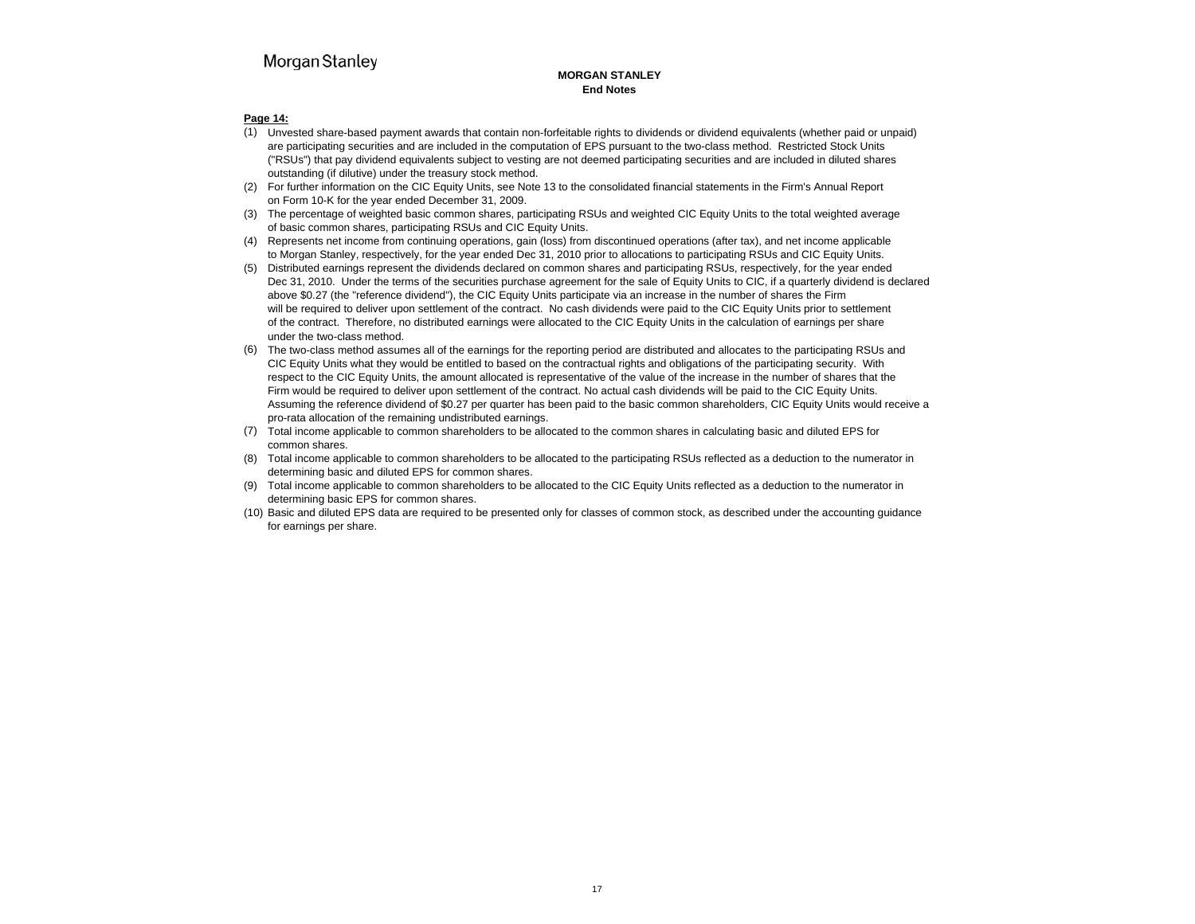Morgan Stanley

**MORGAN STANLEY**
**End Notes**

**Page 14:**

(1) Unvested share-based payment awards that contain non-forfeitable rights to dividends or dividend equivalents (whether paid or unpaid) are participating securities and are included in the computation of EPS pursuant to the two-class method. Restricted Stock Units ("RSUs") that pay dividend equivalents subject to vesting are not deemed participating securities and are included in diluted shares outstanding (if dilutive) under the treasury stock method.

(2) For further information on the CIC Equity Units, see Note 13 to the consolidated financial statements in the Firm's Annual Report on Form 10-K for the year ended December 31, 2009.

(3) The percentage of weighted basic common shares, participating RSUs and weighted CIC Equity Units to the total weighted average of basic common shares, participating RSUs and CIC Equity Units.

(4) Represents net income from continuing operations, gain (loss) from discontinued operations (after tax), and net income applicable to Morgan Stanley, respectively, for the year ended Dec 31, 2010 prior to allocations to participating RSUs and CIC Equity Units.

(5) Distributed earnings represent the dividends declared on common shares and participating RSUs, respectively, for the year ended Dec 31, 2010. Under the terms of the securities purchase agreement for the sale of Equity Units to CIC, if a quarterly dividend is declared above $0.27 (the "reference dividend"), the CIC Equity Units participate via an increase in the number of shares the Firm will be required to deliver upon settlement of the contract. No cash dividends were paid to the CIC Equity Units prior to settlement of the contract. Therefore, no distributed earnings were allocated to the CIC Equity Units in the calculation of earnings per share under the two-class method.

(6) The two-class method assumes all of the earnings for the reporting period are distributed and allocates to the participating RSUs and CIC Equity Units what they would be entitled to based on the contractual rights and obligations of the participating security. With respect to the CIC Equity Units, the amount allocated is representative of the value of the increase in the number of shares that the Firm would be required to deliver upon settlement of the contract. No actual cash dividends will be paid to the CIC Equity Units. Assuming the reference dividend of $0.27 per quarter has been paid to the basic common shareholders, CIC Equity Units would receive a pro-rata allocation of the remaining undistributed earnings.

(7) Total income applicable to common shareholders to be allocated to the common shares in calculating basic and diluted EPS for common shares.

(8) Total income applicable to common shareholders to be allocated to the participating RSUs reflected as a deduction to the numerator in determining basic and diluted EPS for common shares.

(9) Total income applicable to common shareholders to be allocated to the CIC Equity Units reflected as a deduction to the numerator in determining basic EPS for common shares.

(10) Basic and diluted EPS data are required to be presented only for classes of common stock, as described under the accounting guidance for earnings per share.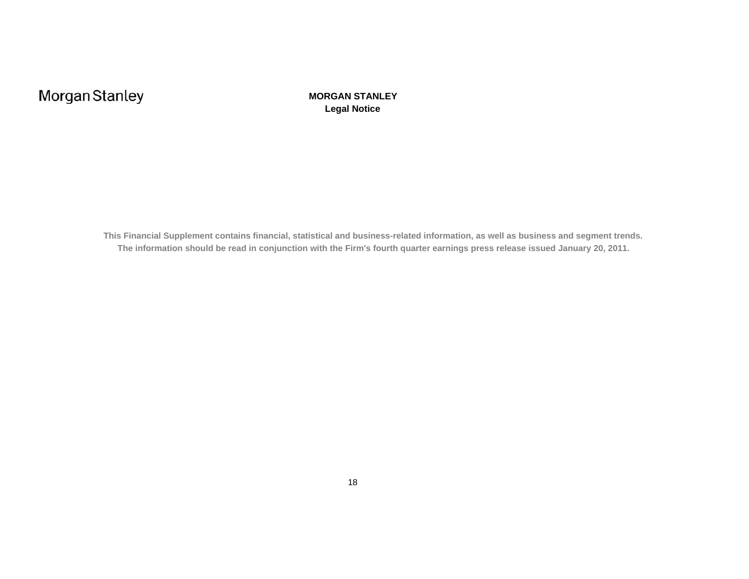Morgan Stanley

**MORGAN STANLEY**
**Legal Notice**

**This Financial Supplement contains financial, statistical and business-related information, as well as business and segment trends.**
**The information should be read in conjunction with the Firm's fourth quarter earnings press release issued January 20, 2011.**